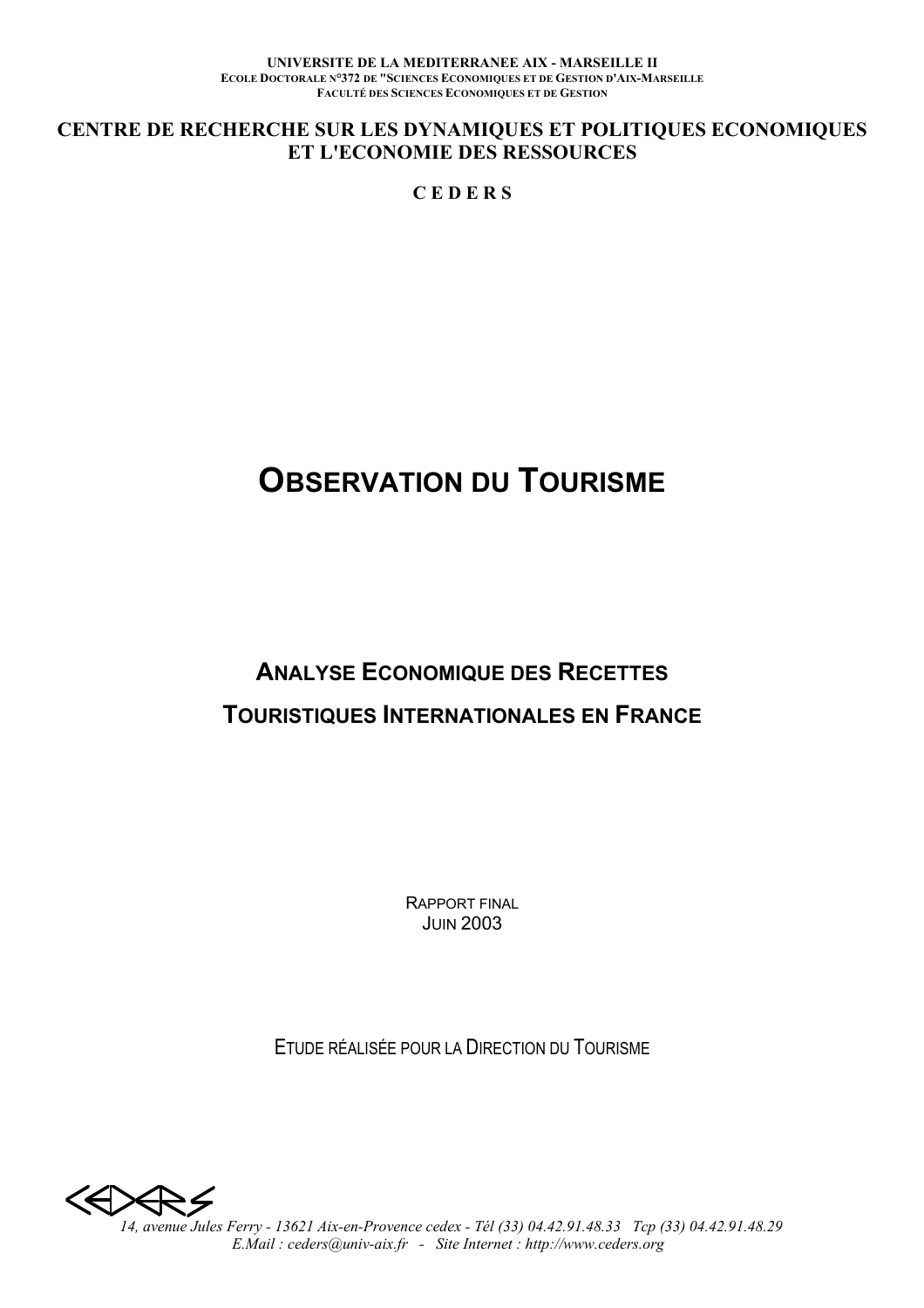UNIVERSITE DE LA MEDITERRANEE AIX - MARSEILLE II
ECOLE DOCTORALE N°372 DE "SCIENCES ECONOMIQUES ET DE GESTION D'AIX-MARSEILLE
FACULTÉ DES SCIENCES ECONOMIQUES ET DE GESTION

**CENTRE DE RECHERCHE SUR LES DYNAMIQUES ET POLITIQUES ECONOMIQUES ET L'ECONOMIE DES RESSOURCES**

**C E D E R S**

# OBSERVATION DU TOURISME

## ANALYSE ECONOMIQUE DES RECETTES TOURISTIQUES INTERNATIONALES EN FRANCE

RAPPORT FINAL
JUIN 2003

ETUDE RÉALISÉE POUR LA DIRECTION DU TOURISME

*14, avenue Jules Ferry - 13621 Aix-en-Provence cedex - Tél (33) 04.42.91.48.33 Tcp (33) 04.42.91.48.29*
*E.Mail : ceders@univ-aix.fr - Site Internet : http://www.ceders.org*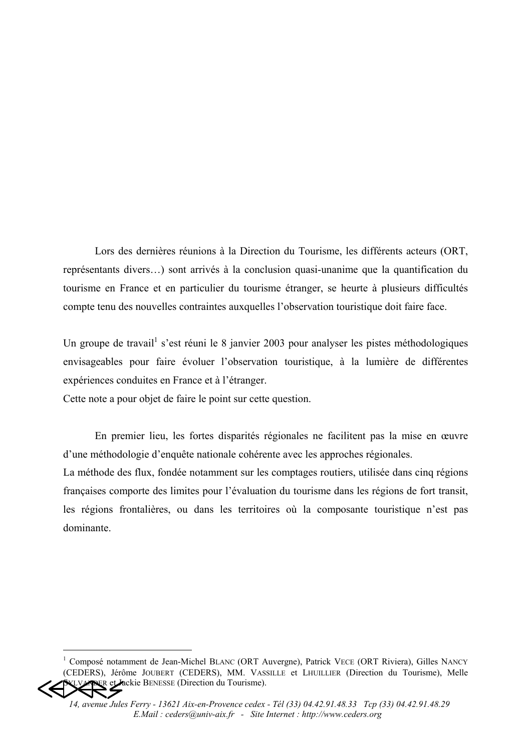Lors des dernières réunions à la Direction du Tourisme, les différents acteurs (ORT, représentants divers…) sont arrivés à la conclusion quasi-unanime que la quantification du tourisme en France et en particulier du tourisme étranger, se heurte à plusieurs difficultés compte tenu des nouvelles contraintes auxquelles l'observation touristique doit faire face.

Un groupe de travail[1] s'est réuni le 8 janvier 2003 pour analyser les pistes méthodologiques envisageables pour faire évoluer l'observation touristique, à la lumière de différentes expériences conduites en France et à l'étranger.
Cette note a pour objet de faire le point sur cette question.

En premier lieu, les fortes disparités régionales ne facilitent pas la mise en œuvre d'une méthodologie d'enquête nationale cohérente avec les approches régionales.
La méthode des flux, fondée notamment sur les comptages routiers, utilisée dans cinq régions françaises comporte des limites pour l'évaluation du tourisme dans les régions de fort transit, les régions frontalières, ou dans les territoires où la composante touristique n'est pas dominante.

[1] Composé notamment de Jean-Michel BLANC (ORT Auvergne), Patrick VECE (ORT Riviera), Gilles NANCY (CEDERS), Jérôme JOUBERT (CEDERS), MM. VASSILLE et LHUILLIER (Direction du Tourisme), Melle SYLVANDER et Jackie BENESSE (Direction du Tourisme).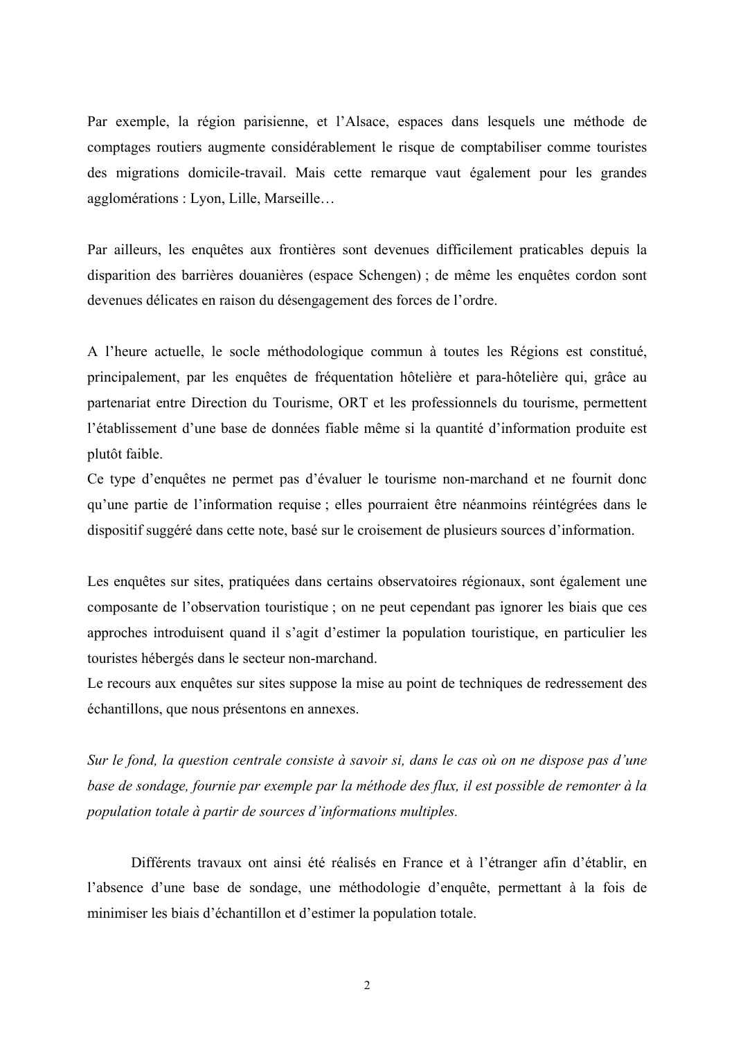Par exemple, la région parisienne, et l'Alsace, espaces dans lesquels une méthode de comptages routiers augmente considérablement le risque de comptabiliser comme touristes des migrations domicile-travail. Mais cette remarque vaut également pour les grandes agglomérations : Lyon, Lille, Marseille…

Par ailleurs, les enquêtes aux frontières sont devenues difficilement praticables depuis la disparition des barrières douanières (espace Schengen) ; de même les enquêtes cordon sont devenues délicates en raison du désengagement des forces de l'ordre.

A l'heure actuelle, le socle méthodologique commun à toutes les Régions est constitué, principalement, par les enquêtes de fréquentation hôtelière et para-hôtelière qui, grâce au partenariat entre Direction du Tourisme, ORT et les professionnels du tourisme, permettent l'établissement d'une base de données fiable même si la quantité d'information produite est plutôt faible.
Ce type d'enquêtes ne permet pas d'évaluer le tourisme non-marchand et ne fournit donc qu'une partie de l'information requise ; elles pourraient être néanmoins réintégrées dans le dispositif suggéré dans cette note, basé sur le croisement de plusieurs sources d'information.

Les enquêtes sur sites, pratiquées dans certains observatoires régionaux, sont également une composante de l'observation touristique ; on ne peut cependant pas ignorer les biais que ces approches introduisent quand il s'agit d'estimer la population touristique, en particulier les touristes hébergés dans le secteur non-marchand.
Le recours aux enquêtes sur sites suppose la mise au point de techniques de redressement des échantillons, que nous présentons en annexes.

*Sur le fond, la question centrale consiste à savoir si, dans le cas où on ne dispose pas d'une base de sondage, fournie par exemple par la méthode des flux, il est possible de remonter à la population totale à partir de sources d'informations multiples.*

Différents travaux ont ainsi été réalisés en France et à l'étranger afin d'établir, en l'absence d'une base de sondage, une méthodologie d'enquête, permettant à la fois de minimiser les biais d'échantillon et d'estimer la population totale.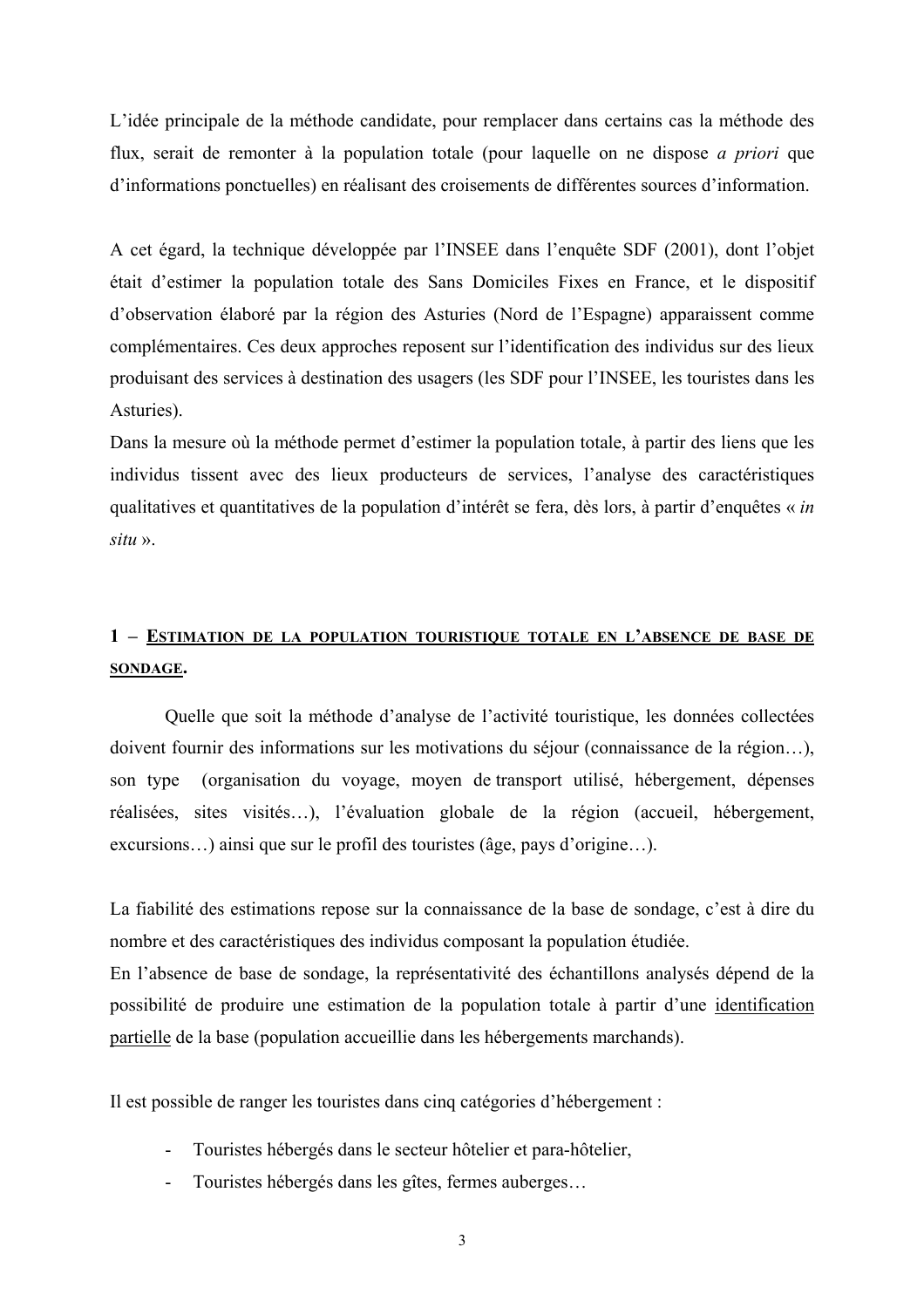L'idée principale de la méthode candidate, pour remplacer dans certains cas la méthode des flux, serait de remonter à la population totale (pour laquelle on ne dispose *a priori* que d'informations ponctuelles) en réalisant des croisements de différentes sources d'information.

A cet égard, la technique développée par l'INSEE dans l'enquête SDF (2001), dont l'objet était d'estimer la population totale des Sans Domiciles Fixes en France, et le dispositif d'observation élaboré par la région des Asturies (Nord de l'Espagne) apparaissent comme complémentaires. Ces deux approches reposent sur l'identification des individus sur des lieux produisant des services à destination des usagers (les SDF pour l'INSEE, les touristes dans les Asturies).
Dans la mesure où la méthode permet d'estimer la population totale, à partir des liens que les individus tissent avec des lieux producteurs de services, l'analyse des caractéristiques qualitatives et quantitatives de la population d'intérêt se fera, dès lors, à partir d'enquêtes « *in situ* ».

## 1 – Estimation de la population touristique totale en l'absence de base de sondage.

Quelle que soit la méthode d'analyse de l'activité touristique, les données collectées doivent fournir des informations sur les motivations du séjour (connaissance de la région…), son type (organisation du voyage, moyen de transport utilisé, hébergement, dépenses réalisées, sites visités…), l'évaluation globale de la région (accueil, hébergement, excursions…) ainsi que sur le profil des touristes (âge, pays d'origine…).

La fiabilité des estimations repose sur la connaissance de la base de sondage, c'est à dire du nombre et des caractéristiques des individus composant la population étudiée.
En l'absence de base de sondage, la représentativité des échantillons analysés dépend de la possibilité de produire une estimation de la population totale à partir d'une identification partielle de la base (population accueillie dans les hébergements marchands).

Il est possible de ranger les touristes dans cinq catégories d'hébergement :

- Touristes hébergés dans le secteur hôtelier et para-hôtelier,
- Touristes hébergés dans les gîtes, fermes auberges…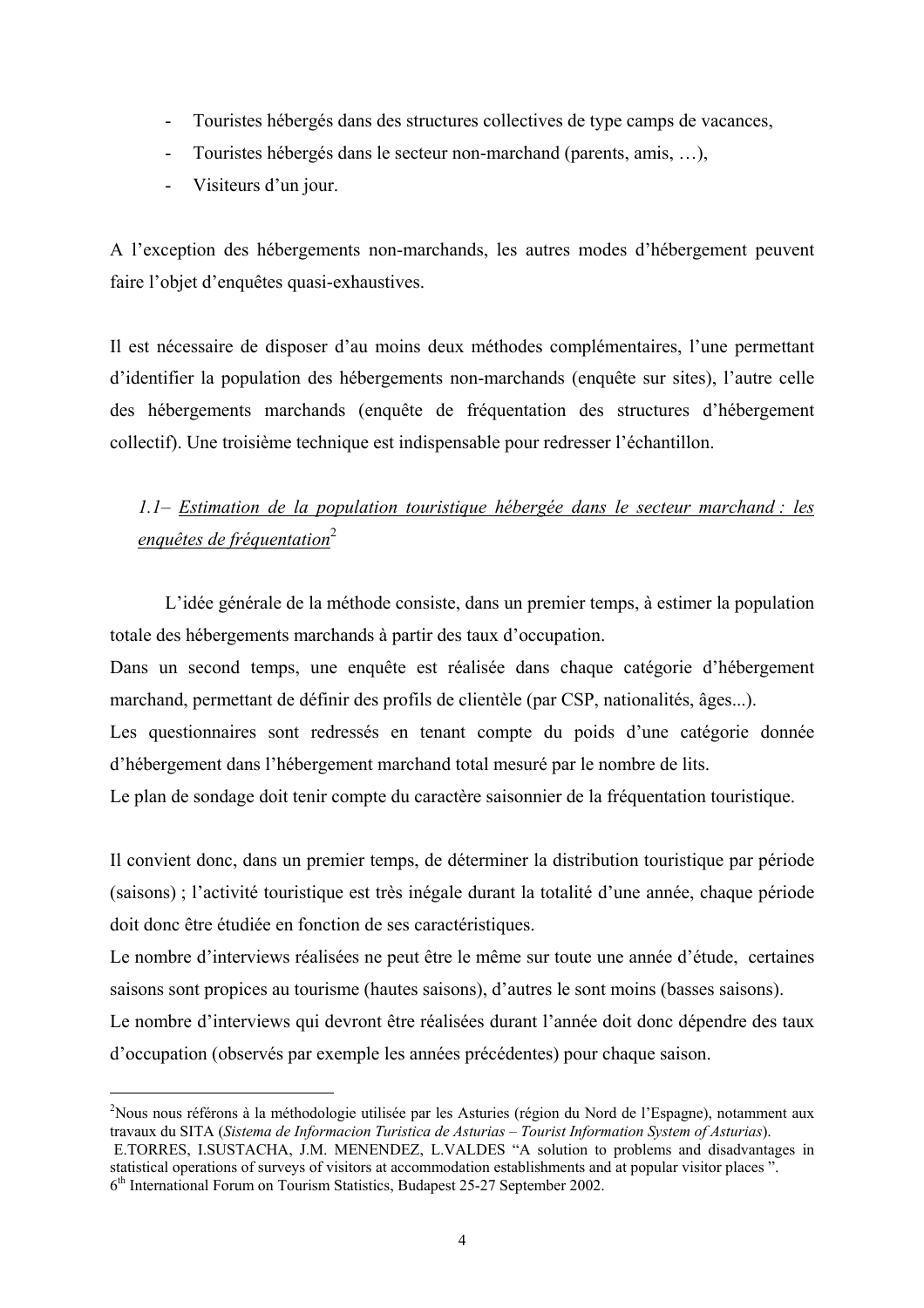- Touristes hébergés dans des structures collectives de type camps de vacances,
- Touristes hébergés dans le secteur non-marchand (parents, amis, …),
- Visiteurs d'un jour.

A l'exception des hébergements non-marchands, les autres modes d'hébergement peuvent faire l'objet d'enquêtes quasi-exhaustives.

Il est nécessaire de disposer d'au moins deux méthodes complémentaires, l'une permettant d'identifier la population des hébergements non-marchands (enquête sur sites), l'autre celle des hébergements marchands (enquête de fréquentation des structures d'hébergement collectif). Une troisième technique est indispensable pour redresser l'échantillon.

### *1.1– Estimation de la population touristique hébergée dans le secteur marchand : les enquêtes de fréquentation*[2]

L'idée générale de la méthode consiste, dans un premier temps, à estimer la population totale des hébergements marchands à partir des taux d'occupation.
Dans un second temps, une enquête est réalisée dans chaque catégorie d'hébergement marchand, permettant de définir des profils de clientèle (par CSP, nationalités, âges...).
Les questionnaires sont redressés en tenant compte du poids d'une catégorie donnée d'hébergement dans l'hébergement marchand total mesuré par le nombre de lits.
Le plan de sondage doit tenir compte du caractère saisonnier de la fréquentation touristique.

Il convient donc, dans un premier temps, de déterminer la distribution touristique par période (saisons) ; l'activité touristique est très inégale durant la totalité d'une année, chaque période doit donc être étudiée en fonction de ses caractéristiques.
Le nombre d'interviews réalisées ne peut être le même sur toute une année d'étude, certaines saisons sont propices au tourisme (hautes saisons), d'autres le sont moins (basses saisons).
Le nombre d'interviews qui devront être réalisées durant l'année doit donc dépendre des taux d'occupation (observés par exemple les années précédentes) pour chaque saison.

---

[2]Nous nous référons à la méthodologie utilisée par les Asturies (région du Nord de l'Espagne), notamment aux travaux du SITA (*Sistema de Informacion Turistica de Asturias – Tourist Information System of Asturias*).
E.TORRES, I.SUSTACHA, J.M. MENENDEZ, L.VALDES "A solution to problems and disadvantages in statistical operations of surveys of visitors at accommodation establishments and at popular visitor places ".
6th International Forum on Tourism Statistics, Budapest 25-27 September 2002.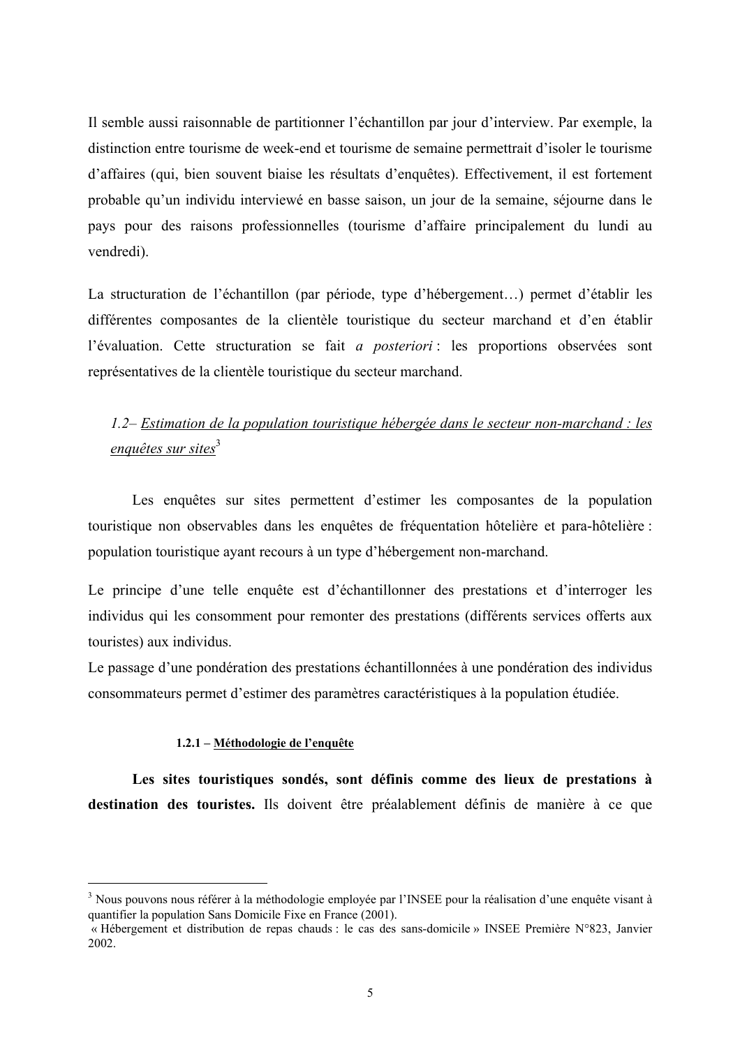Il semble aussi raisonnable de partitionner l'échantillon par jour d'interview. Par exemple, la distinction entre tourisme de week-end et tourisme de semaine permettrait d'isoler le tourisme d'affaires (qui, bien souvent biaise les résultats d'enquêtes). Effectivement, il est fortement probable qu'un individu interviewé en basse saison, un jour de la semaine, séjourne dans le pays pour des raisons professionnelles (tourisme d'affaire principalement du lundi au vendredi).

La structuration de l'échantillon (par période, type d'hébergement…) permet d'établir les différentes composantes de la clientèle touristique du secteur marchand et d'en établir l'évaluation. Cette structuration se fait *a posteriori* : les proportions observées sont représentatives de la clientèle touristique du secteur marchand.

### *1.2– Estimation de la population touristique hébergée dans le secteur non-marchand : les enquêtes sur sites*[3]

Les enquêtes sur sites permettent d'estimer les composantes de la population touristique non observables dans les enquêtes de fréquentation hôtelière et para-hôtelière : population touristique ayant recours à un type d'hébergement non-marchand.

Le principe d'une telle enquête est d'échantillonner des prestations et d'interroger les individus qui les consomment pour remonter des prestations (différents services offerts aux touristes) aux individus.
Le passage d'une pondération des prestations échantillonnées à une pondération des individus consommateurs permet d'estimer des paramètres caractéristiques à la population étudiée.

#### 1.2.1 – Méthodologie de l'enquête

**Les sites touristiques sondés, sont définis comme des lieux de prestations à destination des touristes.** Ils doivent être préalablement définis de manière à ce que

---

[3] Nous pouvons nous référer à la méthodologie employée par l'INSEE pour la réalisation d'une enquête visant à quantifier la population Sans Domicile Fixe en France (2001).
« Hébergement et distribution de repas chauds : le cas des sans-domicile » INSEE Première N°823, Janvier 2002.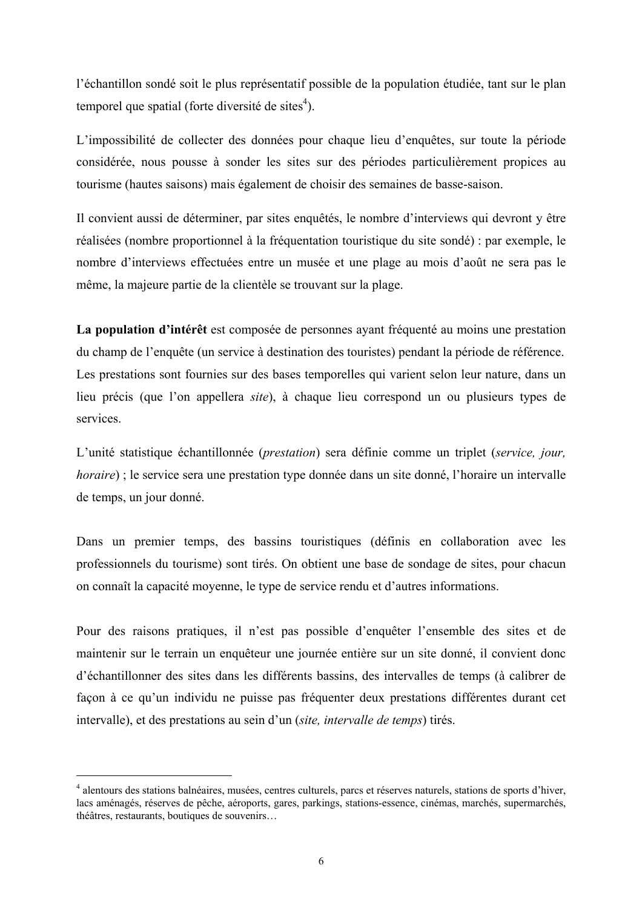l'échantillon sondé soit le plus représentatif possible de la population étudiée, tant sur le plan temporel que spatial (forte diversité de sites[4]).

L'impossibilité de collecter des données pour chaque lieu d'enquêtes, sur toute la période considérée, nous pousse à sonder les sites sur des périodes particulièrement propices au tourisme (hautes saisons) mais également de choisir des semaines de basse-saison.

Il convient aussi de déterminer, par sites enquêtés, le nombre d'interviews qui devront y être réalisées (nombre proportionnel à la fréquentation touristique du site sondé) : par exemple, le nombre d'interviews effectuées entre un musée et une plage au mois d'août ne sera pas le même, la majeure partie de la clientèle se trouvant sur la plage.

**La population d'intérêt** est composée de personnes ayant fréquenté au moins une prestation du champ de l'enquête (un service à destination des touristes) pendant la période de référence. Les prestations sont fournies sur des bases temporelles qui varient selon leur nature, dans un lieu précis (que l'on appellera *site*), à chaque lieu correspond un ou plusieurs types de services.

L'unité statistique échantillonnée (*prestation*) sera définie comme un triplet (*service, jour, horaire*) ; le service sera une prestation type donnée dans un site donné, l'horaire un intervalle de temps, un jour donné.

Dans un premier temps, des bassins touristiques (définis en collaboration avec les professionnels du tourisme) sont tirés. On obtient une base de sondage de sites, pour chacun on connaît la capacité moyenne, le type de service rendu et d'autres informations.

Pour des raisons pratiques, il n'est pas possible d'enquêter l'ensemble des sites et de maintenir sur le terrain un enquêteur une journée entière sur un site donné, il convient donc d'échantillonner des sites dans les différents bassins, des intervalles de temps (à calibrer de façon à ce qu'un individu ne puisse pas fréquenter deux prestations différentes durant cet intervalle), et des prestations au sein d'un (*site, intervalle de temps*) tirés.

---

[4] alentours des stations balnéaires, musées, centres culturels, parcs et réserves naturels, stations de sports d'hiver, lacs aménagés, réserves de pêche, aéroports, gares, parkings, stations-essence, cinémas, marchés, supermarchés, théâtres, restaurants, boutiques de souvenirs…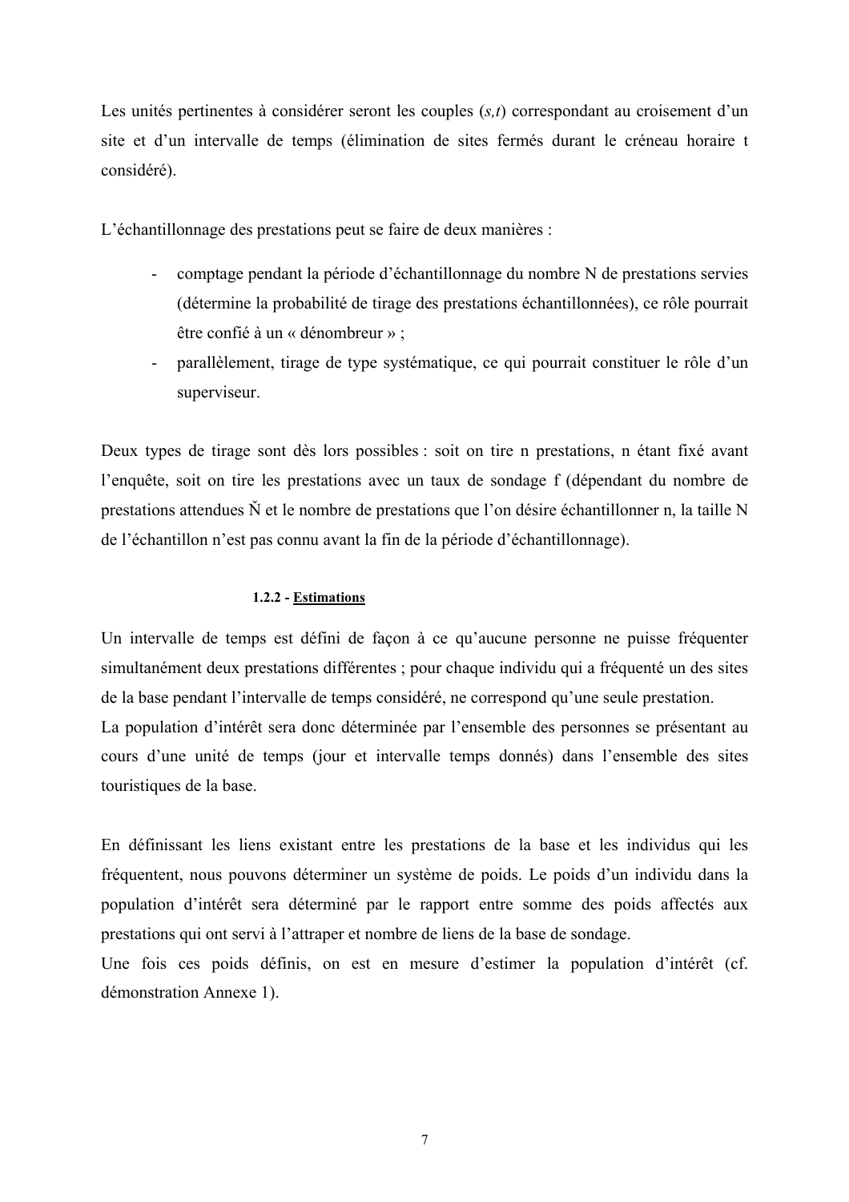Les unités pertinentes à considérer seront les couples (*s,t*) correspondant au croisement d'un site et d'un intervalle de temps (élimination de sites fermés durant le créneau horaire t considéré).

L'échantillonnage des prestations peut se faire de deux manières :

- comptage pendant la période d'échantillonnage du nombre N de prestations servies (détermine la probabilité de tirage des prestations échantillonnées), ce rôle pourrait être confié à un « dénombreur » ;
- parallèlement, tirage de type systématique, ce qui pourrait constituer le rôle d'un superviseur.

Deux types de tirage sont dès lors possibles : soit on tire n prestations, n étant fixé avant l'enquête, soit on tire les prestations avec un taux de sondage f (dépendant du nombre de prestations attendues $\check{N}$ et le nombre de prestations que l'on désire échantillonner n, la taille N de l'échantillon n'est pas connu avant la fin de la période d'échantillonnage).

#### 1.2.2 - Estimations

Un intervalle de temps est défini de façon à ce qu'aucune personne ne puisse fréquenter simultanément deux prestations différentes ; pour chaque individu qui a fréquenté un des sites de la base pendant l'intervalle de temps considéré, ne correspond qu'une seule prestation.
La population d'intérêt sera donc déterminée par l'ensemble des personnes se présentant au cours d'une unité de temps (jour et intervalle temps donnés) dans l'ensemble des sites touristiques de la base.

En définissant les liens existant entre les prestations de la base et les individus qui les fréquentent, nous pouvons déterminer un système de poids. Le poids d'un individu dans la population d'intérêt sera déterminé par le rapport entre somme des poids affectés aux prestations qui ont servi à l'attraper et nombre de liens de la base de sondage.
Une fois ces poids définis, on est en mesure d'estimer la population d'intérêt (cf. démonstration Annexe 1).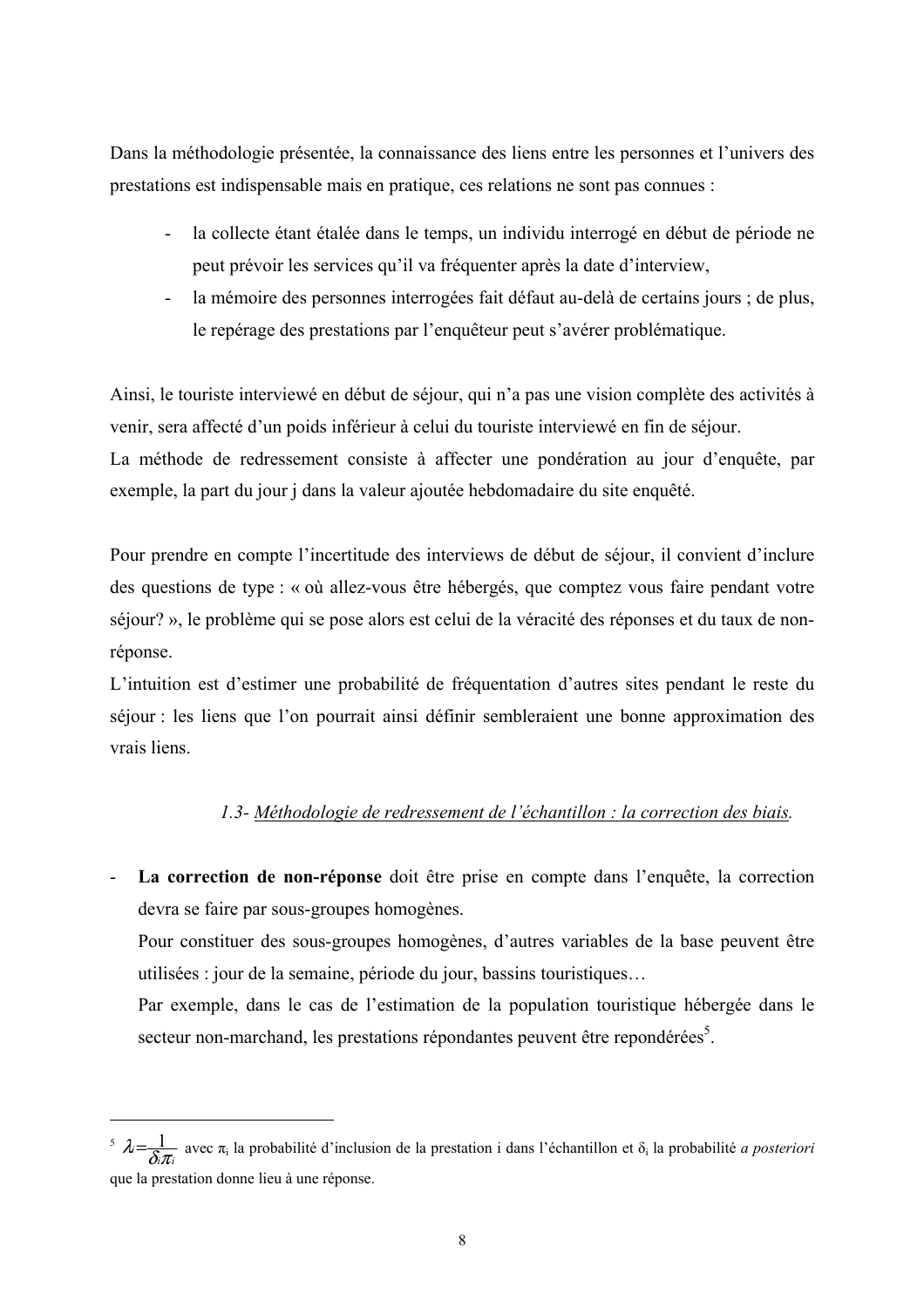Dans la méthodologie présentée, la connaissance des liens entre les personnes et l'univers des prestations est indispensable mais en pratique, ces relations ne sont pas connues :

- la collecte étant étalée dans le temps, un individu interrogé en début de période ne peut prévoir les services qu'il va fréquenter après la date d'interview,
- la mémoire des personnes interrogées fait défaut au-delà de certains jours ; de plus, le repérage des prestations par l'enquêteur peut s'avérer problématique.

Ainsi, le touriste interviewé en début de séjour, qui n'a pas une vision complète des activités à venir, sera affecté d'un poids inférieur à celui du touriste interviewé en fin de séjour.
La méthode de redressement consiste à affecter une pondération au jour d'enquête, par exemple, la part du jour j dans la valeur ajoutée hebdomadaire du site enquêté.

Pour prendre en compte l'incertitude des interviews de début de séjour, il convient d'inclure des questions de type : « où allez-vous être hébergés, que comptez vous faire pendant votre séjour? », le problème qui se pose alors est celui de la véracité des réponses et du taux de non-réponse.
L'intuition est d'estimer une probabilité de fréquentation d'autres sites pendant le reste du séjour : les liens que l'on pourrait ainsi définir sembleraient une bonne approximation des vrais liens.

### *1.3- Méthodologie de redressement de l'échantillon : la correction des biais.*

- **La correction de non-réponse** doit être prise en compte dans l'enquête, la correction devra se faire par sous-groupes homogènes.
  Pour constituer des sous-groupes homogènes, d'autres variables de la base peuvent être utilisées : jour de la semaine, période du jour, bassins touristiques…
  Par exemple, dans le cas de l'estimation de la population touristique hébergée dans le secteur non-marchand, les prestations répondantes peuvent être repondérées[5].

---

[5] $\lambda_i = \frac{1}{\delta_i \pi_i}$ avec $\pi_i$ la probabilité d'inclusion de la prestation i dans l'échantillon et $\delta_i$ la probabilité *a posteriori* que la prestation donne lieu à une réponse.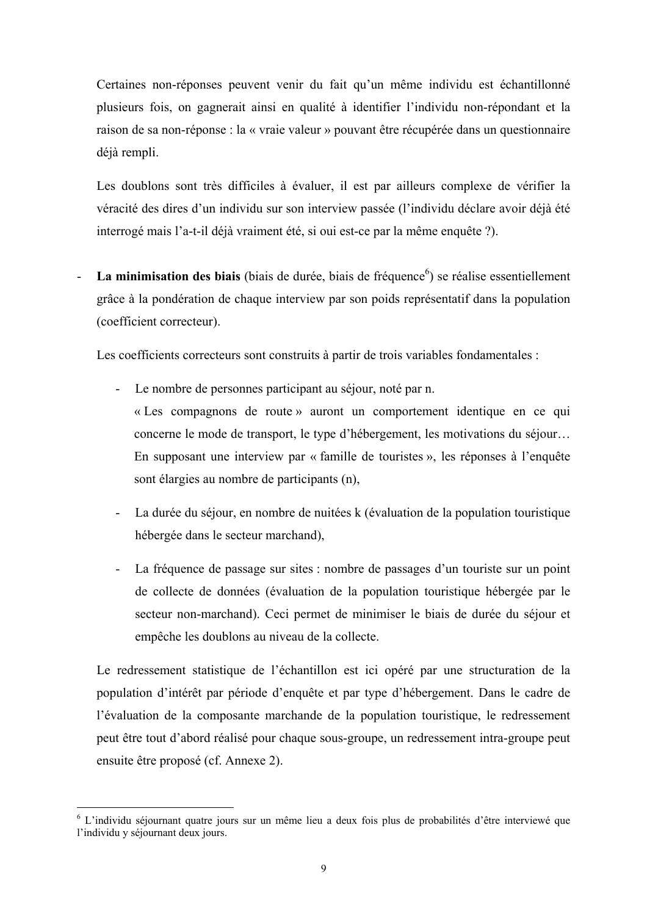Certaines non-réponses peuvent venir du fait qu'un même individu est échantillonné plusieurs fois, on gagnerait ainsi en qualité à identifier l'individu non-répondant et la raison de sa non-réponse : la « vraie valeur » pouvant être récupérée dans un questionnaire déjà rempli.

Les doublons sont très difficiles à évaluer, il est par ailleurs complexe de vérifier la véracité des dires d'un individu sur son interview passée (l'individu déclare avoir déjà été interrogé mais l'a-t-il déjà vraiment été, si oui est-ce par la même enquête ?).

- **La minimisation des biais** (biais de durée, biais de fréquence[6]) se réalise essentiellement grâce à la pondération de chaque interview par son poids représentatif dans la population (coefficient correcteur).

  Les coefficients correcteurs sont construits à partir de trois variables fondamentales :

  - Le nombre de personnes participant au séjour, noté par n.
    « Les compagnons de route » auront un comportement identique en ce qui concerne le mode de transport, le type d'hébergement, les motivations du séjour… En supposant une interview par « famille de touristes », les réponses à l'enquête sont élargies au nombre de participants (n),

  - La durée du séjour, en nombre de nuitées k (évaluation de la population touristique hébergée dans le secteur marchand),

  - La fréquence de passage sur sites : nombre de passages d'un touriste sur un point de collecte de données (évaluation de la population touristique hébergée par le secteur non-marchand). Ceci permet de minimiser le biais de durée du séjour et empêche les doublons au niveau de la collecte.

  Le redressement statistique de l'échantillon est ici opéré par une structuration de la population d'intérêt par période d'enquête et par type d'hébergement. Dans le cadre de l'évaluation de la composante marchande de la population touristique, le redressement peut être tout d'abord réalisé pour chaque sous-groupe, un redressement intra-groupe peut ensuite être proposé (cf. Annexe 2).

---

[6] L'individu séjournant quatre jours sur un même lieu a deux fois plus de probabilités d'être interviewé que l'individu y séjournant deux jours.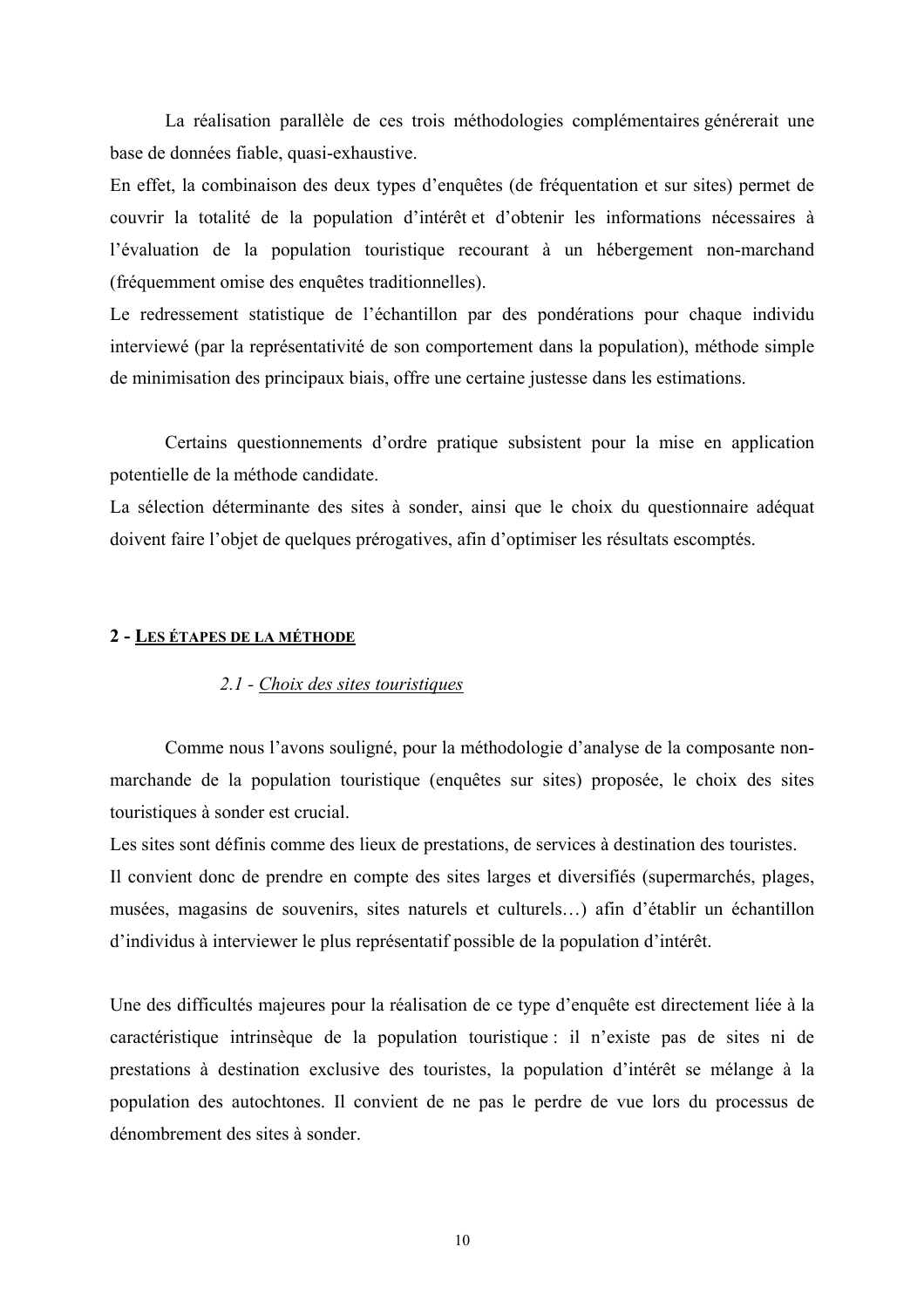La réalisation parallèle de ces trois méthodologies complémentaires générerait une base de données fiable, quasi-exhaustive.
En effet, la combinaison des deux types d'enquêtes (de fréquentation et sur sites) permet de couvrir la totalité de la population d'intérêt et d'obtenir les informations nécessaires à l'évaluation de la population touristique recourant à un hébergement non-marchand (fréquemment omise des enquêtes traditionnelles).
Le redressement statistique de l'échantillon par des pondérations pour chaque individu interviewé (par la représentativité de son comportement dans la population), méthode simple de minimisation des principaux biais, offre une certaine justesse dans les estimations.

Certains questionnements d'ordre pratique subsistent pour la mise en application potentielle de la méthode candidate.
La sélection déterminante des sites à sonder, ainsi que le choix du questionnaire adéquat doivent faire l'objet de quelques prérogatives, afin d'optimiser les résultats escomptés.

## 2 - <u>LES ÉTAPES DE LA MÉTHODE</u>

### *2.1 - <u>Choix des sites touristiques</u>*

Comme nous l'avons souligné, pour la méthodologie d'analyse de la composante non-marchande de la population touristique (enquêtes sur sites) proposée, le choix des sites touristiques à sonder est crucial.
Les sites sont définis comme des lieux de prestations, de services à destination des touristes.
Il convient donc de prendre en compte des sites larges et diversifiés (supermarchés, plages, musées, magasins de souvenirs, sites naturels et culturels…) afin d'établir un échantillon d'individus à interviewer le plus représentatif possible de la population d'intérêt.

Une des difficultés majeures pour la réalisation de ce type d'enquête est directement liée à la caractéristique intrinsèque de la population touristique : il n'existe pas de sites ni de prestations à destination exclusive des touristes, la population d'intérêt se mélange à la population des autochtones. Il convient de ne pas le perdre de vue lors du processus de dénombrement des sites à sonder.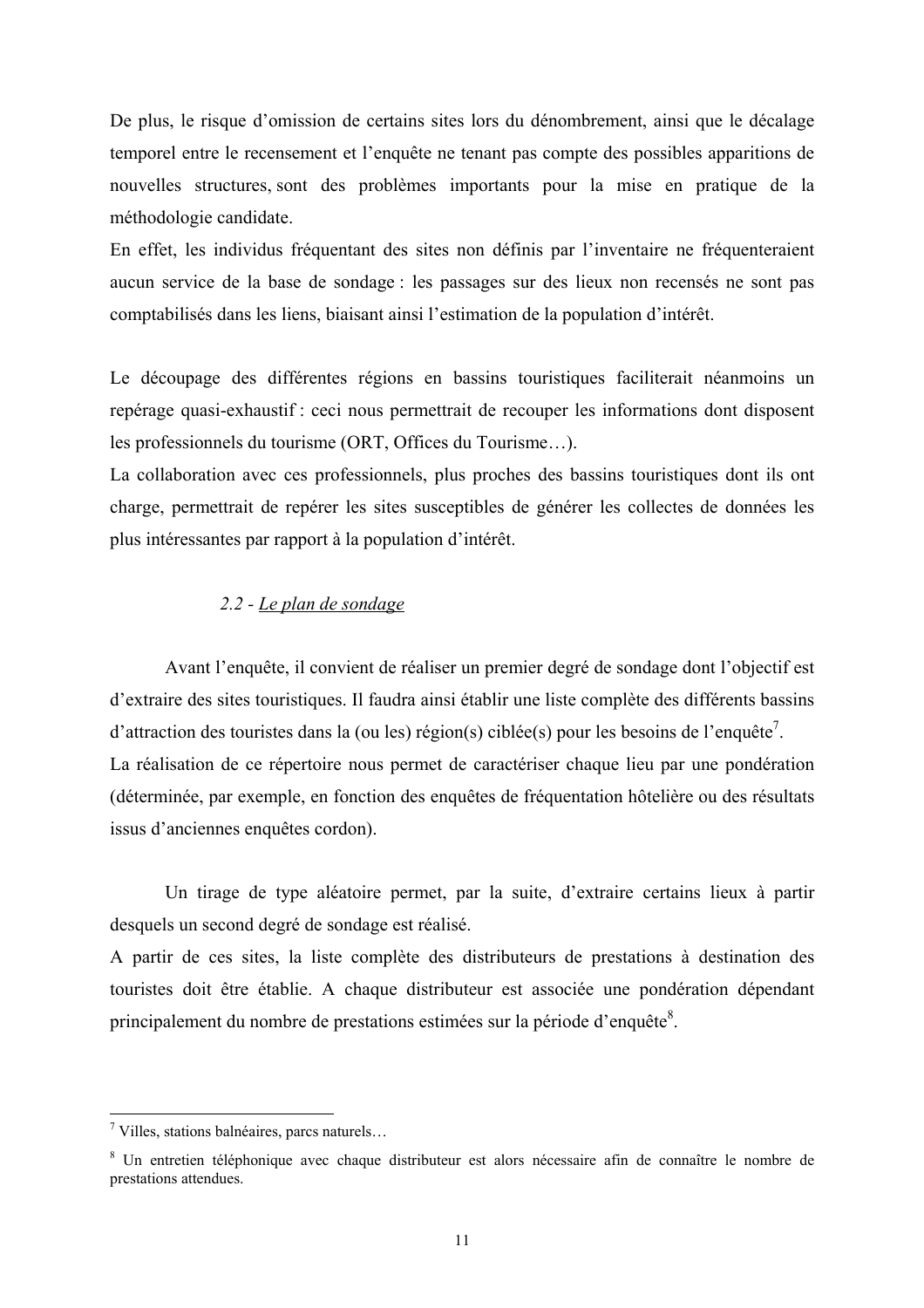De plus, le risque d'omission de certains sites lors du dénombrement, ainsi que le décalage temporel entre le recensement et l'enquête ne tenant pas compte des possibles apparitions de nouvelles structures, sont des problèmes importants pour la mise en pratique de la méthodologie candidate.
En effet, les individus fréquentant des sites non définis par l'inventaire ne fréquenteraient aucun service de la base de sondage : les passages sur des lieux non recensés ne sont pas comptabilisés dans les liens, biaisant ainsi l'estimation de la population d'intérêt.

Le découpage des différentes régions en bassins touristiques faciliterait néanmoins un repérage quasi-exhaustif : ceci nous permettrait de recouper les informations dont disposent les professionnels du tourisme (ORT, Offices du Tourisme…).
La collaboration avec ces professionnels, plus proches des bassins touristiques dont ils ont charge, permettrait de repérer les sites susceptibles de générer les collectes de données les plus intéressantes par rapport à la population d'intérêt.

### *2.2 - Le plan de sondage*

Avant l'enquête, il convient de réaliser un premier degré de sondage dont l'objectif est d'extraire des sites touristiques. Il faudra ainsi établir une liste complète des différents bassins d'attraction des touristes dans la (ou les) région(s) ciblée(s) pour les besoins de l'enquête[7].
La réalisation de ce répertoire nous permet de caractériser chaque lieu par une pondération (déterminée, par exemple, en fonction des enquêtes de fréquentation hôtelière ou des résultats issus d'anciennes enquêtes cordon).

Un tirage de type aléatoire permet, par la suite, d'extraire certains lieux à partir desquels un second degré de sondage est réalisé.
A partir de ces sites, la liste complète des distributeurs de prestations à destination des touristes doit être établie. A chaque distributeur est associée une pondération dépendant principalement du nombre de prestations estimées sur la période d'enquête[8].

---

[7] Villes, stations balnéaires, parcs naturels…

[8] Un entretien téléphonique avec chaque distributeur est alors nécessaire afin de connaître le nombre de prestations attendues.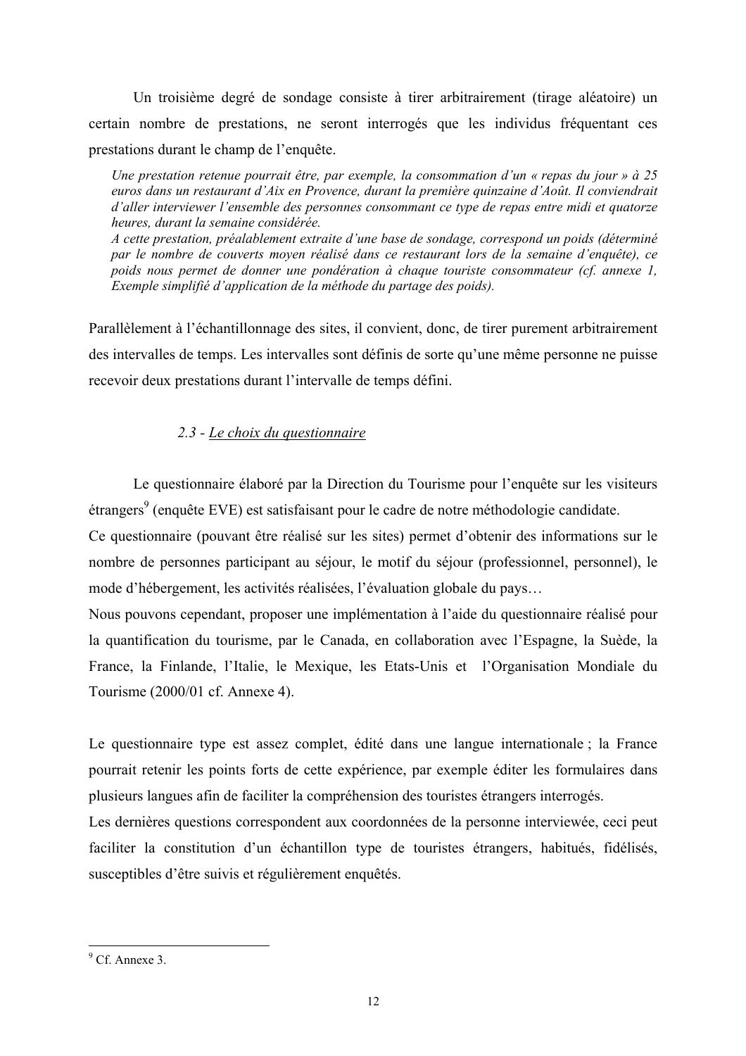Un troisième degré de sondage consiste à tirer arbitrairement (tirage aléatoire) un certain nombre de prestations, ne seront interrogés que les individus fréquentant ces prestations durant le champ de l'enquête.

*Une prestation retenue pourrait être, par exemple, la consommation d'un « repas du jour » à 25 euros dans un restaurant d'Aix en Provence, durant la première quinzaine d'Août. Il conviendrait d'aller interviewer l'ensemble des personnes consommant ce type de repas entre midi et quatorze heures, durant la semaine considérée.*
*A cette prestation, préalablement extraite d'une base de sondage, correspond un poids (déterminé par le nombre de couverts moyen réalisé dans ce restaurant lors de la semaine d'enquête), ce poids nous permet de donner une pondération à chaque touriste consommateur (cf. annexe 1, Exemple simplifié d'application de la méthode du partage des poids).*

Parallèlement à l'échantillonnage des sites, il convient, donc, de tirer purement arbitrairement des intervalles de temps. Les intervalles sont définis de sorte qu'une même personne ne puisse recevoir deux prestations durant l'intervalle de temps défini.

### *2.3 - Le choix du questionnaire*

Le questionnaire élaboré par la Direction du Tourisme pour l'enquête sur les visiteurs étrangers[9] (enquête EVE) est satisfaisant pour le cadre de notre méthodologie candidate.
Ce questionnaire (pouvant être réalisé sur les sites) permet d'obtenir des informations sur le nombre de personnes participant au séjour, le motif du séjour (professionnel, personnel), le mode d'hébergement, les activités réalisées, l'évaluation globale du pays…
Nous pouvons cependant, proposer une implémentation à l'aide du questionnaire réalisé pour la quantification du tourisme, par le Canada, en collaboration avec l'Espagne, la Suède, la France, la Finlande, l'Italie, le Mexique, les Etats-Unis et l'Organisation Mondiale du Tourisme (2000/01 cf. Annexe 4).

Le questionnaire type est assez complet, édité dans une langue internationale ; la France pourrait retenir les points forts de cette expérience, par exemple éditer les formulaires dans plusieurs langues afin de faciliter la compréhension des touristes étrangers interrogés.
Les dernières questions correspondent aux coordonnées de la personne interviewée, ceci peut faciliter la constitution d'un échantillon type de touristes étrangers, habitués, fidélisés, susceptibles d'être suivis et régulièrement enquêtés.

---

[9] Cf. Annexe 3.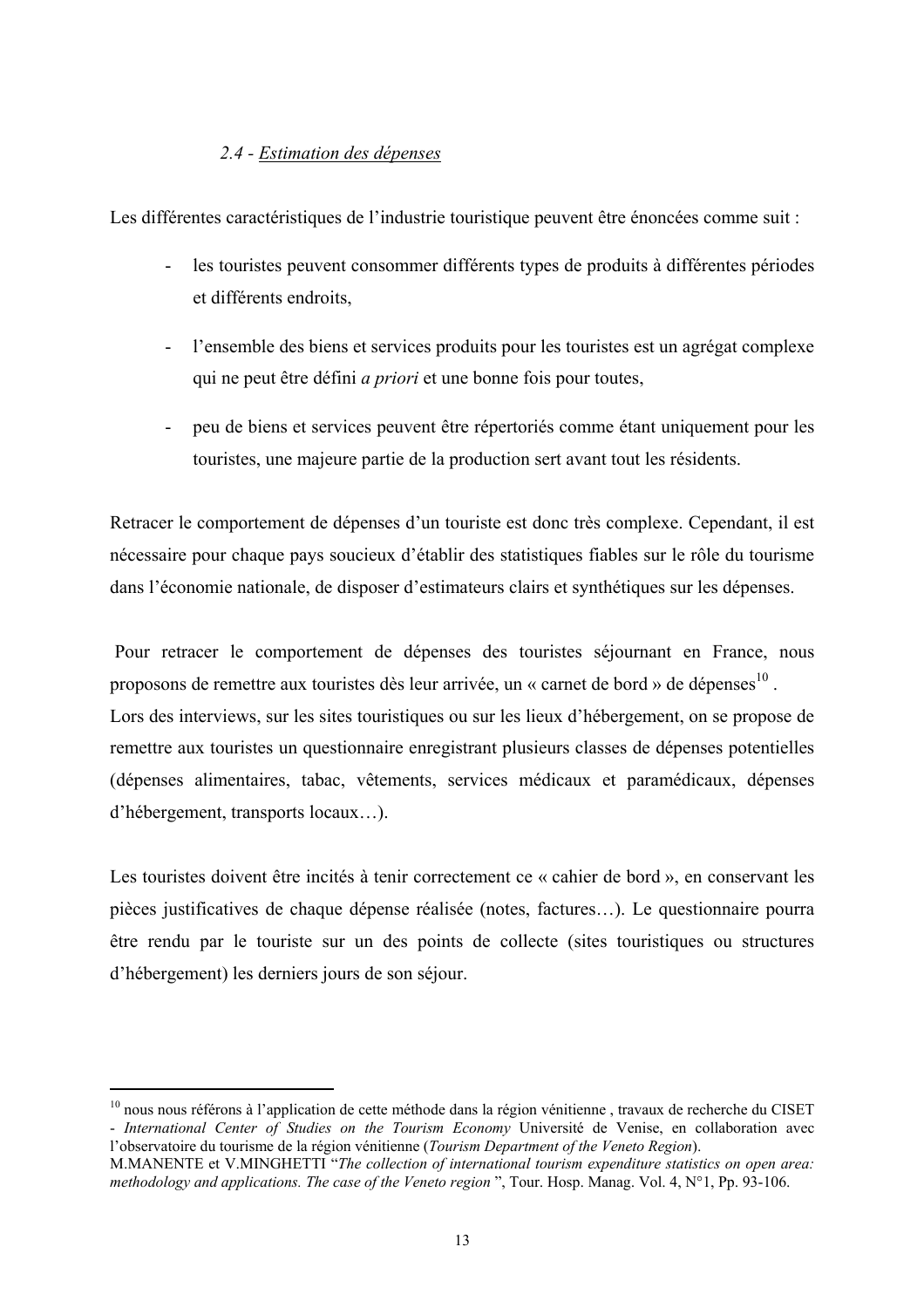### 2.4 - Estimation des dépenses

Les différentes caractéristiques de l'industrie touristique peuvent être énoncées comme suit :

- les touristes peuvent consommer différents types de produits à différentes périodes et différents endroits,
- l'ensemble des biens et services produits pour les touristes est un agrégat complexe qui ne peut être défini *a priori* et une bonne fois pour toutes,
- peu de biens et services peuvent être répertoriés comme étant uniquement pour les touristes, une majeure partie de la production sert avant tout les résidents.

Retracer le comportement de dépenses d'un touriste est donc très complexe. Cependant, il est nécessaire pour chaque pays soucieux d'établir des statistiques fiables sur le rôle du tourisme dans l'économie nationale, de disposer d'estimateurs clairs et synthétiques sur les dépenses.

Pour retracer le comportement de dépenses des touristes séjournant en France, nous proposons de remettre aux touristes dès leur arrivée, un « carnet de bord » de dépenses[10] .
Lors des interviews, sur les sites touristiques ou sur les lieux d'hébergement, on se propose de remettre aux touristes un questionnaire enregistrant plusieurs classes de dépenses potentielles (dépenses alimentaires, tabac, vêtements, services médicaux et paramédicaux, dépenses d'hébergement, transports locaux…).

Les touristes doivent être incités à tenir correctement ce « cahier de bord », en conservant les pièces justificatives de chaque dépense réalisée (notes, factures…). Le questionnaire pourra être rendu par le touriste sur un des points de collecte (sites touristiques ou structures d'hébergement) les derniers jours de son séjour.

---

[10] nous nous référons à l'application de cette méthode dans la région vénitienne , travaux de recherche du CISET - *International Center of Studies on the Tourism Economy* Université de Venise, en collaboration avec l'observatoire du tourisme de la région vénitienne (*Tourism Department of the Veneto Region*).
M.MANENTE et V.MINGHETTI "*The collection of international tourism expenditure statistics on open area: methodology and applications. The case of the Veneto region* ", Tour. Hosp. Manag. Vol. 4, N°1, Pp. 93-106.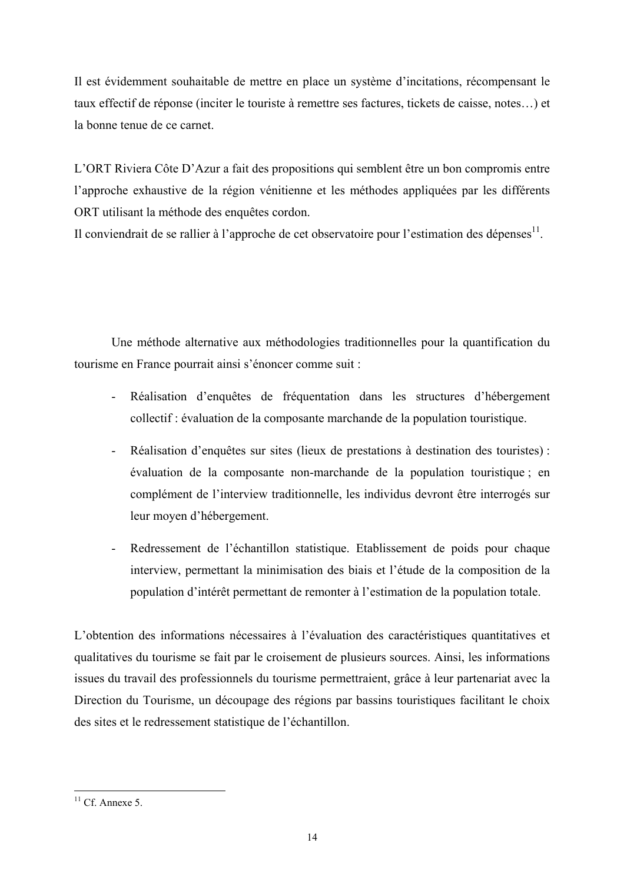Il est évidemment souhaitable de mettre en place un système d'incitations, récompensant le taux effectif de réponse (inciter le touriste à remettre ses factures, tickets de caisse, notes…) et la bonne tenue de ce carnet.

L'ORT Riviera Côte D'Azur a fait des propositions qui semblent être un bon compromis entre l'approche exhaustive de la région vénitienne et les méthodes appliquées par les différents ORT utilisant la méthode des enquêtes cordon.
Il conviendrait de se rallier à l'approche de cet observatoire pour l'estimation des dépenses[11].

Une méthode alternative aux méthodologies traditionnelles pour la quantification du tourisme en France pourrait ainsi s'énoncer comme suit :

- Réalisation d'enquêtes de fréquentation dans les structures d'hébergement collectif : évaluation de la composante marchande de la population touristique.

- Réalisation d'enquêtes sur sites (lieux de prestations à destination des touristes) : évaluation de la composante non-marchande de la population touristique ; en complément de l'interview traditionnelle, les individus devront être interrogés sur leur moyen d'hébergement.

- Redressement de l'échantillon statistique. Etablissement de poids pour chaque interview, permettant la minimisation des biais et l'étude de la composition de la population d'intérêt permettant de remonter à l'estimation de la population totale.

L'obtention des informations nécessaires à l'évaluation des caractéristiques quantitatives et qualitatives du tourisme se fait par le croisement de plusieurs sources. Ainsi, les informations issues du travail des professionnels du tourisme permettraient, grâce à leur partenariat avec la Direction du Tourisme, un découpage des régions par bassins touristiques facilitant le choix des sites et le redressement statistique de l'échantillon.

---

[11] Cf. Annexe 5.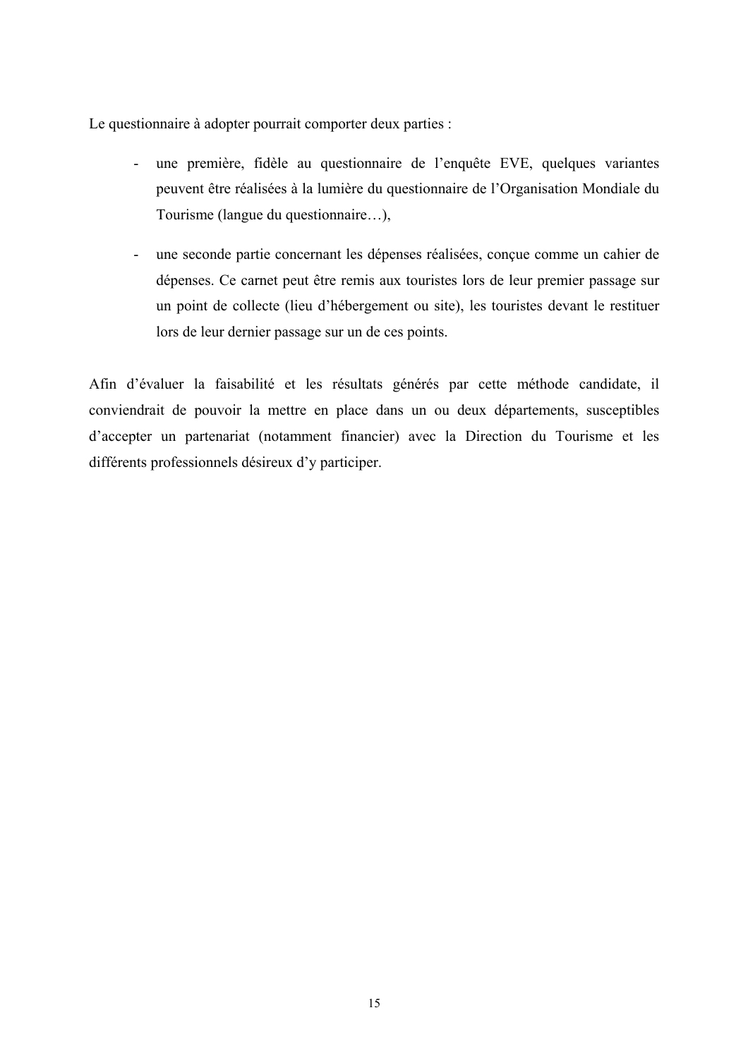Le questionnaire à adopter pourrait comporter deux parties :

- une première, fidèle au questionnaire de l'enquête EVE, quelques variantes peuvent être réalisées à la lumière du questionnaire de l'Organisation Mondiale du Tourisme (langue du questionnaire…),
- une seconde partie concernant les dépenses réalisées, conçue comme un cahier de dépenses. Ce carnet peut être remis aux touristes lors de leur premier passage sur un point de collecte (lieu d'hébergement ou site), les touristes devant le restituer lors de leur dernier passage sur un de ces points.

Afin d'évaluer la faisabilité et les résultats générés par cette méthode candidate, il conviendrait de pouvoir la mettre en place dans un ou deux départements, susceptibles d'accepter un partenariat (notamment financier) avec la Direction du Tourisme et les différents professionnels désireux d'y participer.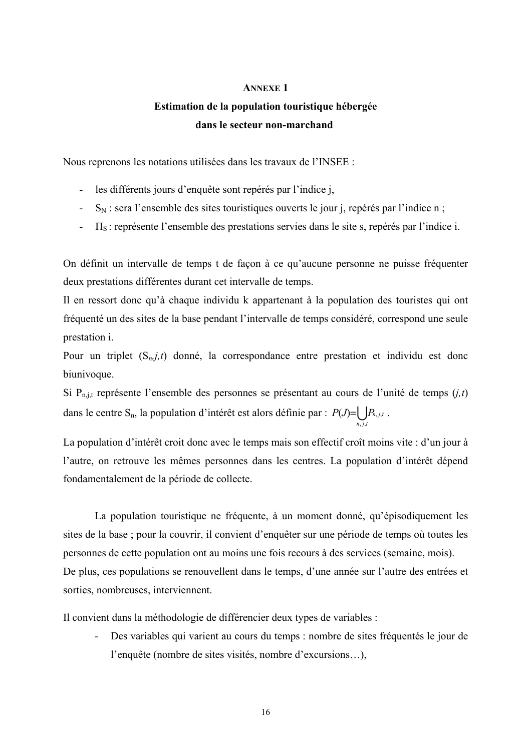# ANNEXE 1

## Estimation de la population touristique hébergée dans le secteur non-marchand

Nous reprenons les notations utilisées dans les travaux de l'INSEE :

- les différents jours d'enquête sont repérés par l'indice j,
- $S_N$ : sera l'ensemble des sites touristiques ouverts le jour j, repérés par l'indice n ;
- $\Pi_S$ : représente l'ensemble des prestations servies dans le site s, repérés par l'indice i.

On définit un intervalle de temps t de façon à ce qu'aucune personne ne puisse fréquenter deux prestations différentes durant cet intervalle de temps.

Il en ressort donc qu'à chaque individu k appartenant à la population des touristes qui ont fréquenté un des sites de la base pendant l'intervalle de temps considéré, correspond une seule prestation i.

Pour un triplet ($S_n$,*j*,*t*) donné, la correspondance entre prestation et individu est donc biunivoque.

Si $P_{n,j,t}$ représente l'ensemble des personnes se présentant au cours de l'unité de temps (*j*,*t*) dans le centre $S_n$, la population d'intérêt est alors définie par : $P(J)=\bigcup_{n,j,t} P_{n,j,t}$ .

La population d'intérêt croit donc avec le temps mais son effectif croît moins vite : d'un jour à l'autre, on retrouve les mêmes personnes dans les centres. La population d'intérêt dépend fondamentalement de la période de collecte.

La population touristique ne fréquente, à un moment donné, qu'épisodiquement les sites de la base ; pour la couvrir, il convient d'enquêter sur une période de temps où toutes les personnes de cette population ont au moins une fois recours à des services (semaine, mois).

De plus, ces populations se renouvellent dans le temps, d'une année sur l'autre des entrées et sorties, nombreuses, interviennent.

Il convient dans la méthodologie de différencier deux types de variables :

- Des variables qui varient au cours du temps : nombre de sites fréquentés le jour de l'enquête (nombre de sites visités, nombre d'excursions…),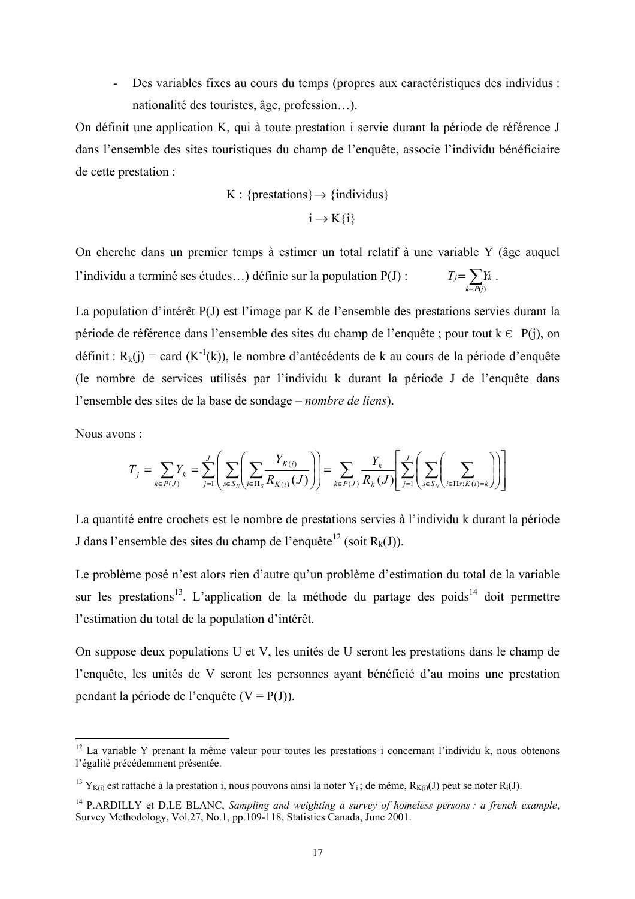- Des variables fixes au cours du temps (propres aux caractéristiques des individus : nationalité des touristes, âge, profession…).

On définit une application K, qui à toute prestation i servie durant la période de référence J dans l'ensemble des sites touristiques du champ de l'enquête, associe l'individu bénéficiaire de cette prestation :

$$K : \{\text{prestations}\} \rightarrow \{\text{individus}\}$$

$$i \rightarrow K\{i\}$$

On cherche dans un premier temps à estimer un total relatif à une variable Y (âge auquel l'individu a terminé ses études…) définie sur la population P(J) : $T_j = \sum_{k \in P(j)} Y_k$ .

La population d'intérêt P(J) est l'image par K de l'ensemble des prestations servies durant la période de référence dans l'ensemble des sites du champ de l'enquête ; pour tout k ∈ P(j), on définit : $R_k(j) = \text{card}(K^{-1}(k))$, le nombre d'antécédents de k au cours de la période d'enquête (le nombre de services utilisés par l'individu k durant la période J de l'enquête dans l'ensemble des sites de la base de sondage – *nombre de liens*).

Nous avons :

$$T_j = \sum_{k \in P(J)} Y_k = \sum_{j=1}^{J} \left( \sum_{s \in S_N} \left( \sum_{i \in \Pi_S} \frac{Y_{K(i)}}{R_{K(i)}(J)} \right) \right) = \sum_{k \in P(J)} \frac{Y_k}{R_k(J)} \left[ \sum_{j=1}^{J} \left( \sum_{s \in S_N} \left( \sum_{i \in \Pi s; K(i)=k} \right) \right) \right]$$

La quantité entre crochets est le nombre de prestations servies à l'individu k durant la période J dans l'ensemble des sites du champ de l'enquête[12] (soit $R_k(J)$).

Le problème posé n'est alors rien d'autre qu'un problème d'estimation du total de la variable sur les prestations[13]. L'application de la méthode du partage des poids[14] doit permettre l'estimation du total de la population d'intérêt.

On suppose deux populations U et V, les unités de U seront les prestations dans le champ de l'enquête, les unités de V seront les personnes ayant bénéficié d'au moins une prestation pendant la période de l'enquête (V = P(J)).

---

[12] La variable Y prenant la même valeur pour toutes les prestations i concernant l'individu k, nous obtenons l'égalité précédemment présentée.

[13] $Y_{K(i)}$ est rattaché à la prestation i, nous pouvons ainsi la noter $Y_i$ ; de même, $R_{K(i)}(J)$ peut se noter $R_i(J)$.

[14] P.ARDILLY et D.LE BLANC, *Sampling and weighting a survey of homeless persons : a french example*, Survey Methodology, Vol.27, No.1, pp.109-118, Statistics Canada, June 2001.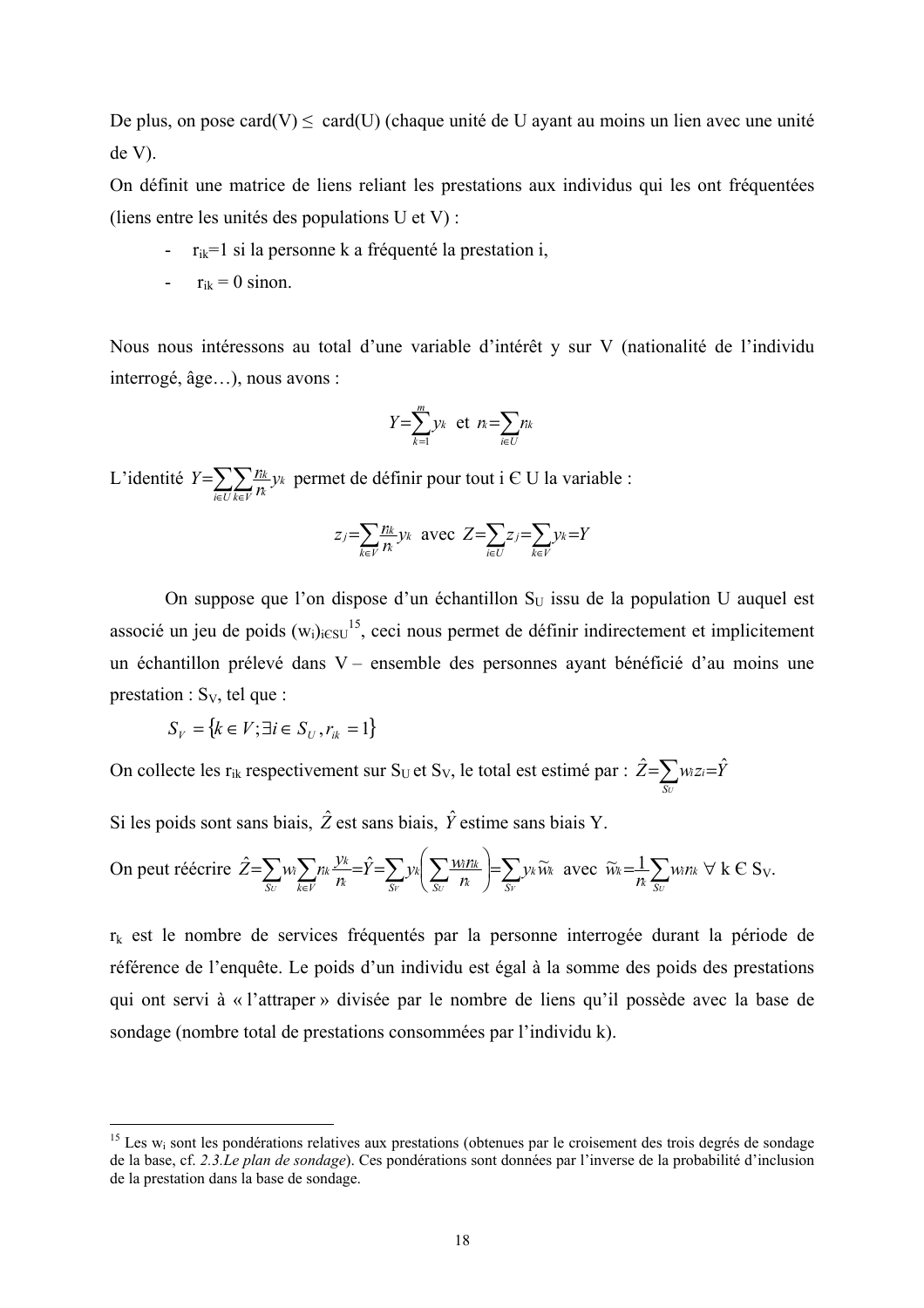De plus, on pose card(V) ≤ card(U) (chaque unité de U ayant au moins un lien avec une unité de V).

On définit une matrice de liens reliant les prestations aux individus qui les ont fréquentées (liens entre les unités des populations U et V) :

- $r_{ik}=1$ si la personne k a fréquenté la prestation i,
- $r_{ik} = 0$ sinon.

Nous nous intéressons au total d'une variable d'intérêt y sur V (nationalité de l'individu interrogé, âge…), nous avons :

$$Y=\sum_{k=1}^{m} y_k \quad \text{et} \quad r_k=\sum_{i \in U} r_{ik}$$

L'identité $Y=\sum_{i \in U}\sum_{k \in V}\frac{r_{ik}}{r_k} y_k$ permet de définir pour tout i Є U la variable :

$$z_j=\sum_{k \in V}\frac{r_{ik}}{r_k} y_k \quad \text{avec} \quad Z=\sum_{i \in U} z_j=\sum_{k \in V} y_k=Y$$

On suppose que l'on dispose d'un échantillon $S_U$ issu de la population U auquel est associé un jeu de poids $(w_i)_{i \in SU}$[15], ceci nous permet de définir indirectement et implicitement un échantillon prélevé dans V – ensemble des personnes ayant bénéficié d'au moins une prestation : $S_V$, tel que :

$$S_V = \{k \in V ; \exists i \in S_U , r_{ik} = 1\}$$

On collecte les $r_{ik}$ respectivement sur $S_U$ et $S_V$, le total est estimé par : $\hat{Z}=\sum_{S_U} w_i z_i=\hat{Y}$

Si les poids sont sans biais, $\hat{Z}$ est sans biais, $\hat{Y}$ estime sans biais Y.

On peut réécrire $\hat{Z}=\sum_{S_U} w_i \sum_{k \in V} r_{ik} \frac{y_k}{r_k}=\hat{Y}=\sum_{S_V} y_k \left(\sum_{S_U} \frac{w_i r_{ik}}{r_k}\right)=\sum_{S_V} y_k \tilde{w}_k$ avec $\tilde{w}_k=\frac{1}{r_k}\sum_{S_U} w_i r_{ik}$ ∀ k Є $S_V$.

$r_k$ est le nombre de services fréquentés par la personne interrogée durant la période de référence de l'enquête. Le poids d'un individu est égal à la somme des poids des prestations qui ont servi à « l'attraper » divisée par le nombre de liens qu'il possède avec la base de sondage (nombre total de prestations consommées par l'individu k).

---

[15] Les $w_i$ sont les pondérations relatives aux prestations (obtenues par le croisement des trois degrés de sondage de la base, cf. *2.3.Le plan de sondage*). Ces pondérations sont données par l'inverse de la probabilité d'inclusion de la prestation dans la base de sondage.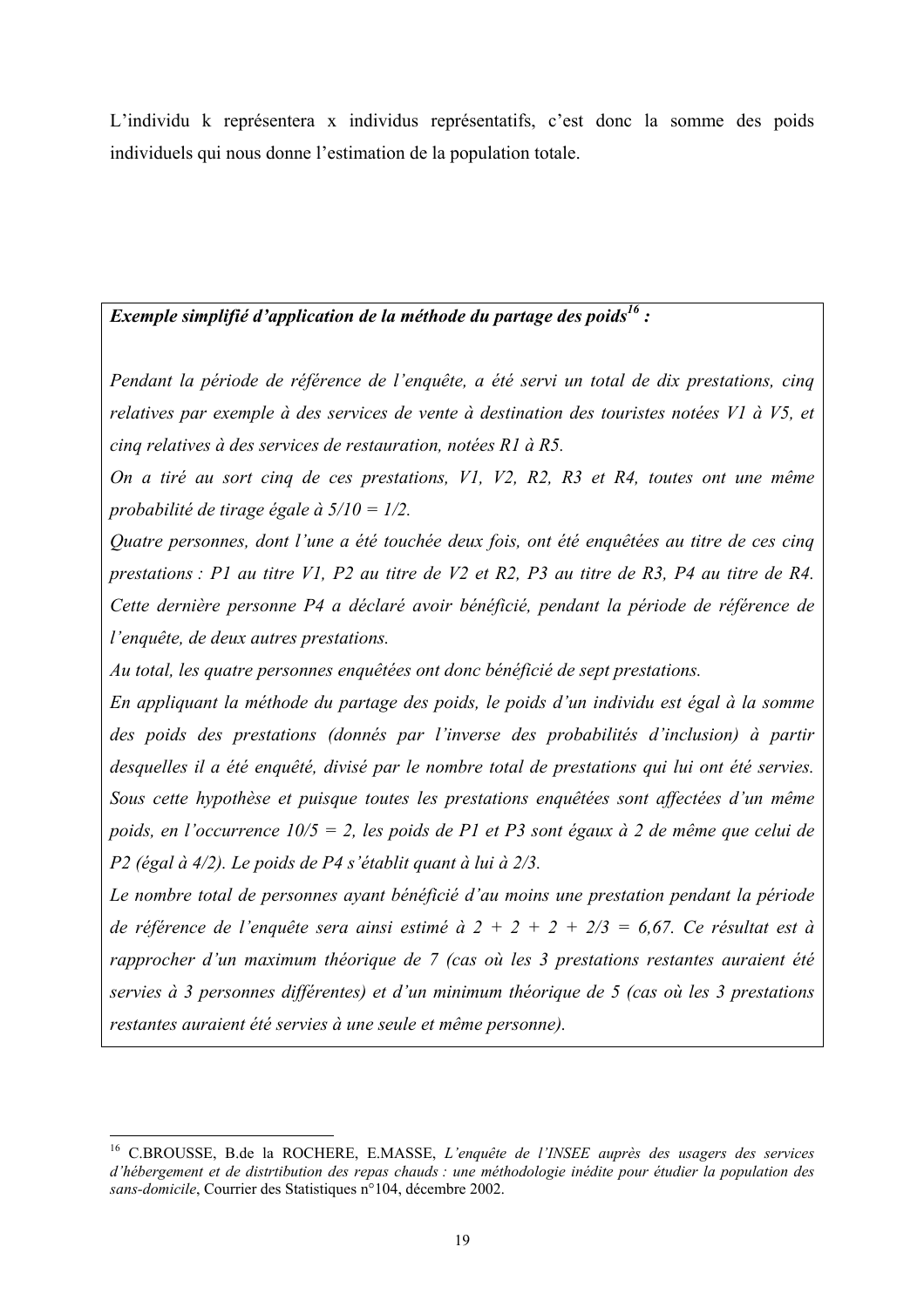L'individu k représentera x individus représentatifs, c'est donc la somme des poids individuels qui nous donne l'estimation de la population totale.

***Exemple simplifié d'application de la méthode du partage des poids[16] :***

*Pendant la période de référence de l'enquête, a été servi un total de dix prestations, cinq relatives par exemple à des services de vente à destination des touristes notées V1 à V5, et cinq relatives à des services de restauration, notées R1 à R5.*

*On a tiré au sort cinq de ces prestations, V1, V2, R2, R3 et R4, toutes ont une même probabilité de tirage égale à 5/10 = 1/2.*

*Quatre personnes, dont l'une a été touchée deux fois, ont été enquêtées au titre de ces cinq prestations : P1 au titre V1, P2 au titre de V2 et R2, P3 au titre de R3, P4 au titre de R4. Cette dernière personne P4 a déclaré avoir bénéficié, pendant la période de référence de l'enquête, de deux autres prestations.*

*Au total, les quatre personnes enquêtées ont donc bénéficié de sept prestations.*

*En appliquant la méthode du partage des poids, le poids d'un individu est égal à la somme des poids des prestations (donnés par l'inverse des probabilités d'inclusion) à partir desquelles il a été enquêté, divisé par le nombre total de prestations qui lui ont été servies. Sous cette hypothèse et puisque toutes les prestations enquêtées sont affectées d'un même poids, en l'occurrence 10/5 = 2, les poids de P1 et P3 sont égaux à 2 de même que celui de P2 (égal à 4/2). Le poids de P4 s'établit quant à lui à 2/3.*

*Le nombre total de personnes ayant bénéficié d'au moins une prestation pendant la période de référence de l'enquête sera ainsi estimé à 2 + 2 + 2 + 2/3 = 6,67. Ce résultat est à rapprocher d'un maximum théorique de 7 (cas où les 3 prestations restantes auraient été servies à 3 personnes différentes) et d'un minimum théorique de 5 (cas où les 3 prestations restantes auraient été servies à une seule et même personne).*

---

[16] C.BROUSSE, B.de la ROCHERE, E.MASSE, *L'enquête de l'INSEE auprès des usagers des services d'hébergement et de distrtibution des repas chauds : une méthodologie inédite pour étudier la population des sans-domicile*, Courrier des Statistiques n°104, décembre 2002.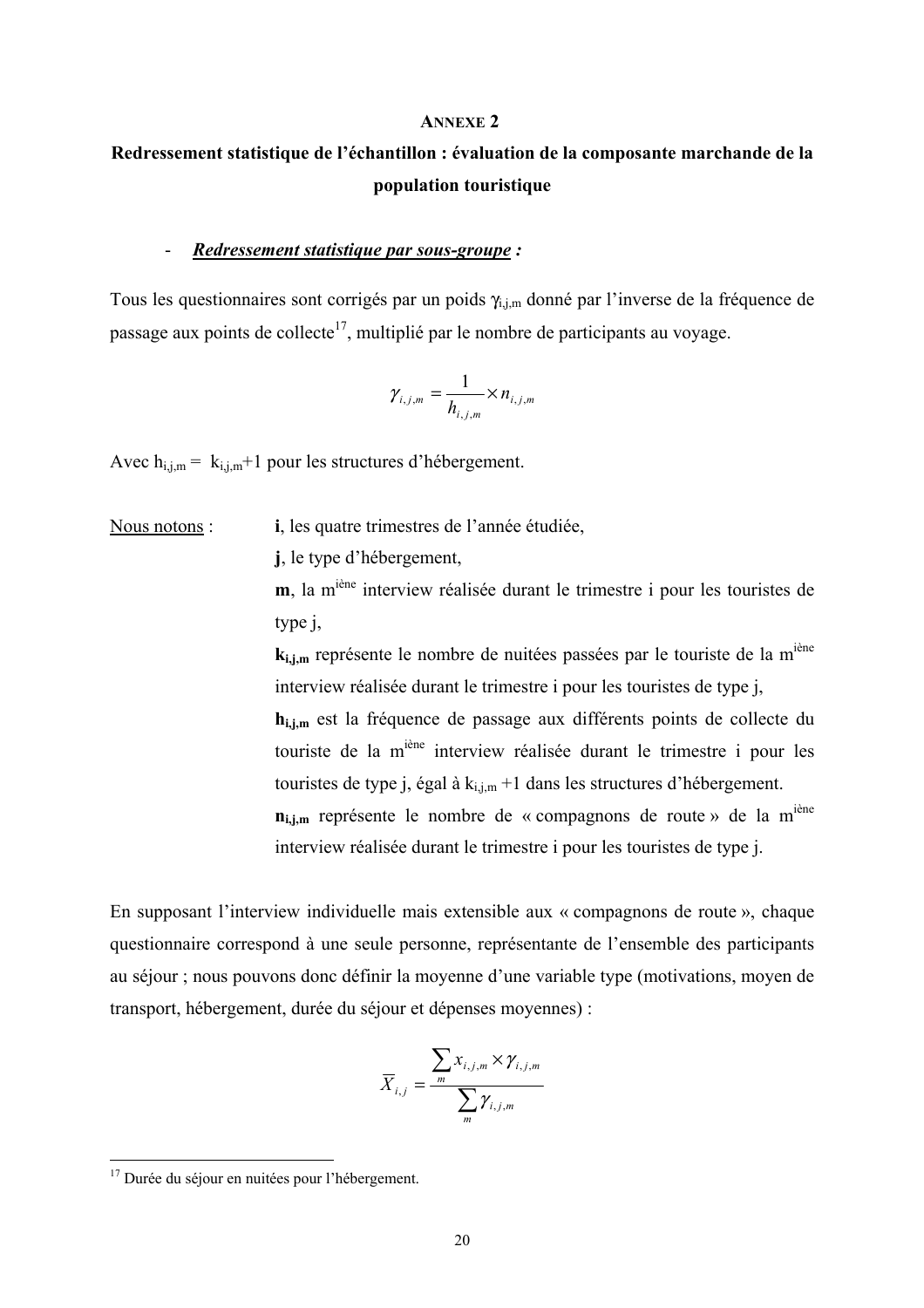## ANNEXE 2

## Redressement statistique de l'échantillon : évaluation de la composante marchande de la population touristique

- ***Redressement statistique par sous-groupe*** ***:***

Tous les questionnaires sont corrigés par un poids $\gamma_{i,j,m}$ donné par l'inverse de la fréquence de passage aux points de collecte[17], multiplié par le nombre de participants au voyage.

$$\gamma_{i,j,m} = \frac{1}{h_{i,j,m}} \times n_{i,j,m}$$

Avec $h_{i,j,m} = k_{i,j,m}+1$ pour les structures d'hébergement.

Nous notons :

- **i**, les quatre trimestres de l'année étudiée,
- **j**, le type d'hébergement,
- **m**, la m[ième] interview réalisée durant le trimestre i pour les touristes de type j,
- $\mathbf{k_{i,j,m}}$ représente le nombre de nuitées passées par le touriste de la m[ième] interview réalisée durant le trimestre i pour les touristes de type j,
- $\mathbf{h_{i,j,m}}$ est la fréquence de passage aux différents points de collecte du touriste de la m[ième] interview réalisée durant le trimestre i pour les touristes de type j, égal à $k_{i,j,m}+1$ dans les structures d'hébergement.
- $\mathbf{n_{i,j,m}}$ représente le nombre de « compagnons de route » de la m[ième] interview réalisée durant le trimestre i pour les touristes de type j.

En supposant l'interview individuelle mais extensible aux « compagnons de route », chaque questionnaire correspond à une seule personne, représentante de l'ensemble des participants au séjour ; nous pouvons donc définir la moyenne d'une variable type (motivations, moyen de transport, hébergement, durée du séjour et dépenses moyennes) :

$$\overline{X}_{i,j} = \frac{\sum_{m} x_{i,j,m} \times \gamma_{i,j,m}}{\sum_{m} \gamma_{i,j,m}}$$

---

[17] Durée du séjour en nuitées pour l'hébergement.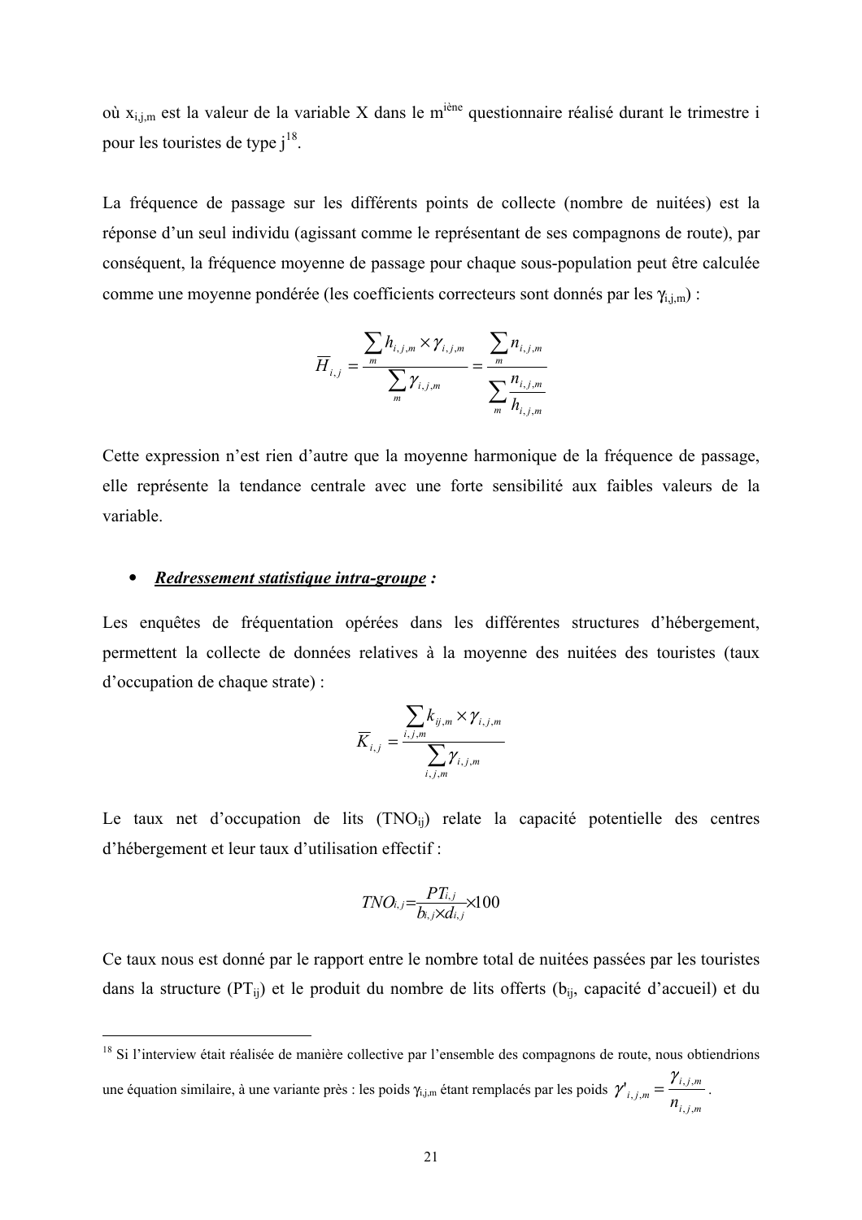où $x_{i,j,m}$ est la valeur de la variable X dans le m$^{ième}$ questionnaire réalisé durant le trimestre i pour les touristes de type j[18].

La fréquence de passage sur les différents points de collecte (nombre de nuitées) est la réponse d'un seul individu (agissant comme le représentant de ses compagnons de route), par conséquent, la fréquence moyenne de passage pour chaque sous-population peut être calculée comme une moyenne pondérée (les coefficients correcteurs sont donnés par les $\gamma_{i,j,m}$) :

$$\overline{H}_{i,j} = \frac{\sum_m h_{i,j,m} \times \gamma_{i,j,m}}{\sum_m \gamma_{i,j,m}} = \frac{\sum_m n_{i,j,m}}{\sum_m \frac{n_{i,j,m}}{h_{i,j,m}}}$$

Cette expression n'est rien d'autre que la moyenne harmonique de la fréquence de passage, elle représente la tendance centrale avec une forte sensibilité aux faibles valeurs de la variable.

- ***Redressement statistique intra-groupe*** **:**

Les enquêtes de fréquentation opérées dans les différentes structures d'hébergement, permettent la collecte de données relatives à la moyenne des nuitées des touristes (taux d'occupation de chaque strate) :

$$\overline{K}_{i,j} = \frac{\sum_{i,j,m} k_{ij,m} \times \gamma_{i,j,m}}{\sum_{i,j,m} \gamma_{i,j,m}}$$

Le taux net d'occupation de lits ($TNO_{ij}$) relate la capacité potentielle des centres d'hébergement et leur taux d'utilisation effectif :

$$TNO_{i,j} = \frac{PT_{i,j}}{b_{i,j} \times d_{i,j}} \times 100$$

Ce taux nous est donné par le rapport entre le nombre total de nuitées passées par les touristes dans la structure ($PT_{ij}$) et le produit du nombre de lits offerts ($b_{ij}$, capacité d'accueil) et du

---

[18] Si l'interview était réalisée de manière collective par l'ensemble des compagnons de route, nous obtiendrions une équation similaire, à une variante près : les poids $\gamma_{i,j,m}$ étant remplacés par les poids $\gamma'_{i,j,m} = \frac{\gamma_{i,j,m}}{n_{i,j,m}}$.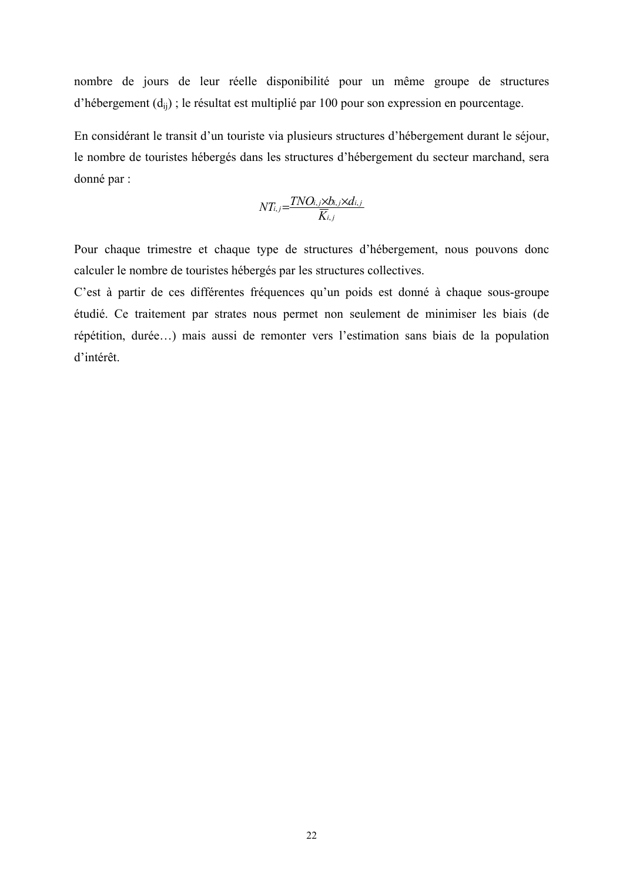nombre de jours de leur réelle disponibilité pour un même groupe de structures d'hébergement ($d_{ij}$) ; le résultat est multiplié par 100 pour son expression en pourcentage.

En considérant le transit d'un touriste via plusieurs structures d'hébergement durant le séjour, le nombre de touristes hébergés dans les structures d'hébergement du secteur marchand, sera donné par :

$$NT_{i,j} = \frac{TNO_{i,j} \times b_{i,j} \times d_{i,j}}{\overline{K}_{i,j}}$$

Pour chaque trimestre et chaque type de structures d'hébergement, nous pouvons donc calculer le nombre de touristes hébergés par les structures collectives.
C'est à partir de ces différentes fréquences qu'un poids est donné à chaque sous-groupe étudié. Ce traitement par strates nous permet non seulement de minimiser les biais (de répétition, durée…) mais aussi de remonter vers l'estimation sans biais de la population d'intérêt.